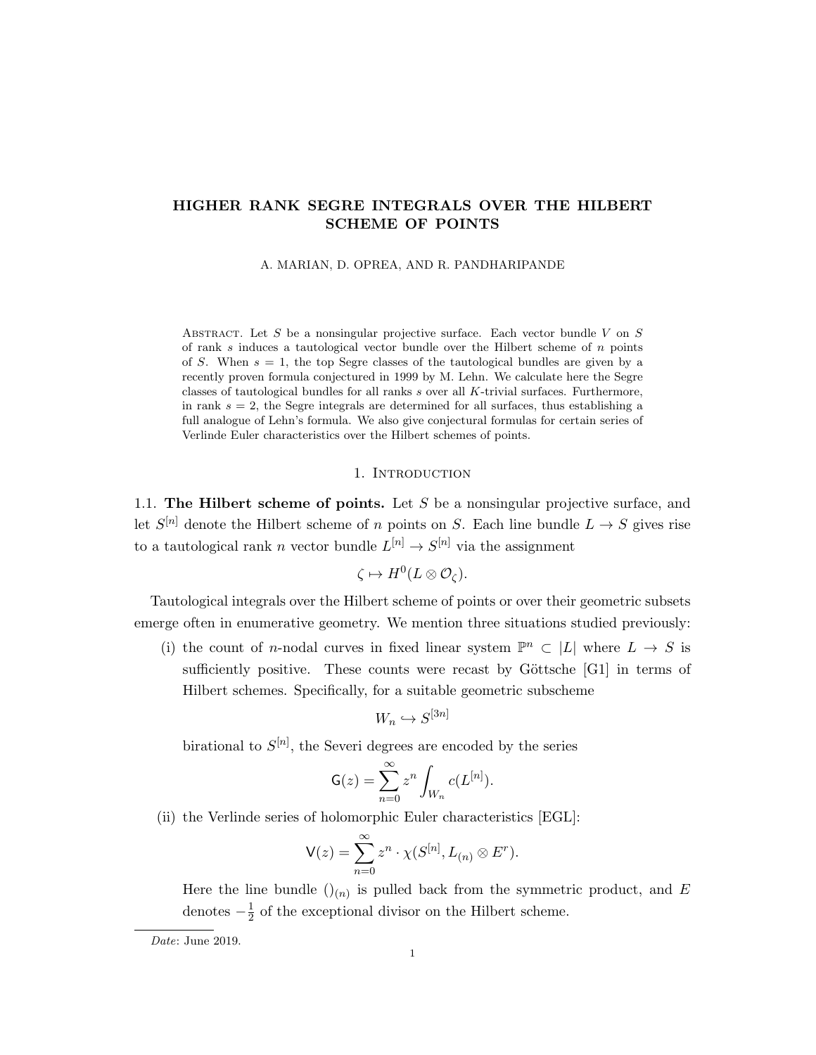# HIGHER RANK SEGRE INTEGRALS OVER THE HILBERT SCHEME OF POINTS

A. MARIAN, D. OPREA, AND R. PANDHARIPANDE

Abstract. Let $S$ be a nonsingular projective surface. Each vector bundle $V$ on $S$ of rank $s$ induces a tautological vector bundle over the Hilbert scheme of $n$ points of $S$. When $s = 1$, the top Segre classes of the tautological bundles are given by a recently proven formula conjectured in 1999 by M. Lehn. We calculate here the Segre classes of tautological bundles for all ranks $s$ over all $K$-trivial surfaces. Furthermore, in rank $s = 2$, the Segre integrals are determined for all surfaces, thus establishing a full analogue of Lehn's formula. We also give conjectural formulas for certain series of Verlinde Euler characteristics over the Hilbert schemes of points.

## 1. Introduction

**1.1. The Hilbert scheme of points.** Let $S$ be a nonsingular projective surface, and let $S^{[n]}$ denote the Hilbert scheme of $n$ points on $S$. Each line bundle $L \to S$ gives rise to a tautological rank $n$ vector bundle $L^{[n]} \to S^{[n]}$ via the assignment

$$\zeta \mapsto H^0(L \otimes \mathcal{O}_\zeta).$$

Tautological integrals over the Hilbert scheme of points or over their geometric subsets emerge often in enumerative geometry. We mention three situations studied previously:

(i) the count of $n$-nodal curves in fixed linear system $\mathbb{P}^n \subset |L|$ where $L \to S$ is sufficiently positive. These counts were recast by Göttsche [G1] in terms of Hilbert schemes. Specifically, for a suitable geometric subscheme

$$W_n \hookrightarrow S^{[3n]}$$

birational to $S^{[n]}$, the Severi degrees are encoded by the series

$$\mathsf{G}(z) = \sum_{n=0}^{\infty} z^n \int_{W_n} c(L^{[n]}).$$

(ii) the Verlinde series of holomorphic Euler characteristics [EGL]:

$$\mathsf{V}(z) = \sum_{n=0}^{\infty} z^n \cdot \chi(S^{[n]}, L_{(n)} \otimes E^r).$$

Here the line bundle $()_{(n)}$ is pulled back from the symmetric product, and $E$ denotes $-\frac{1}{2}$ of the exceptional divisor on the Hilbert scheme.

*Date*: June 2019.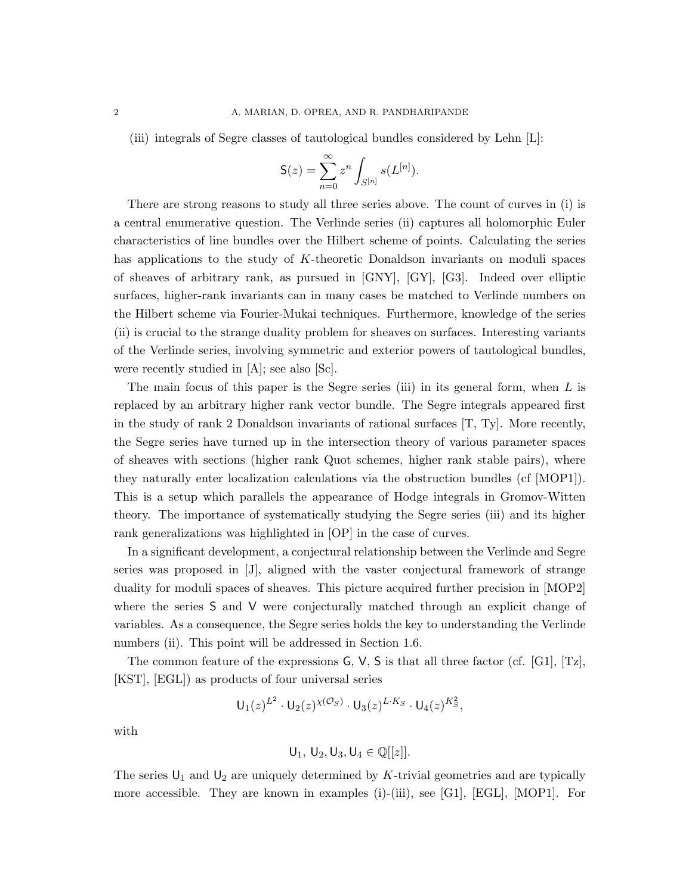(iii) integrals of Segre classes of tautological bundles considered by Lehn [L]:

$$\mathsf{S}(z) = \sum_{n=0}^{\infty} z^n \int_{S^{[n]}} s(L^{[n]}).$$

There are strong reasons to study all three series above. The count of curves in (i) is a central enumerative question. The Verlinde series (ii) captures all holomorphic Euler characteristics of line bundles over the Hilbert scheme of points. Calculating the series has applications to the study of $K$-theoretic Donaldson invariants on moduli spaces of sheaves of arbitrary rank, as pursued in [GNY], [GY], [G3]. Indeed over elliptic surfaces, higher-rank invariants can in many cases be matched to Verlinde numbers on the Hilbert scheme via Fourier-Mukai techniques. Furthermore, knowledge of the series (ii) is crucial to the strange duality problem for sheaves on surfaces. Interesting variants of the Verlinde series, involving symmetric and exterior powers of tautological bundles, were recently studied in [A]; see also [Sc].

The main focus of this paper is the Segre series (iii) in its general form, when $L$ is replaced by an arbitrary higher rank vector bundle. The Segre integrals appeared first in the study of rank 2 Donaldson invariants of rational surfaces [T, Ty]. More recently, the Segre series have turned up in the intersection theory of various parameter spaces of sheaves with sections (higher rank Quot schemes, higher rank stable pairs), where they naturally enter localization calculations via the obstruction bundles (cf [MOP1]). This is a setup which parallels the appearance of Hodge integrals in Gromov-Witten theory. The importance of systematically studying the Segre series (iii) and its higher rank generalizations was highlighted in [OP] in the case of curves.

In a significant development, a conjectural relationship between the Verlinde and Segre series was proposed in [J], aligned with the vaster conjectural framework of strange duality for moduli spaces of sheaves. This picture acquired further precision in [MOP2] where the series $\mathsf{S}$ and $\mathsf{V}$ were conjecturally matched through an explicit change of variables. As a consequence, the Segre series holds the key to understanding the Verlinde numbers (ii). This point will be addressed in Section 1.6.

The common feature of the expressions $\mathsf{G}$, $\mathsf{V}$, $\mathsf{S}$ is that all three factor (cf. [G1], [Tz], [KST], [EGL]) as products of four universal series

$$\mathsf{U}_1(z)^{L^2} \cdot \mathsf{U}_2(z)^{\chi(\mathcal{O}_S)} \cdot \mathsf{U}_3(z)^{L \cdot K_S} \cdot \mathsf{U}_4(z)^{K_S^2},$$

with

$$\mathsf{U}_1,\ \mathsf{U}_2, \mathsf{U}_3, \mathsf{U}_4 \in \mathbb{Q}[[z]].$$

The series $\mathsf{U}_1$ and $\mathsf{U}_2$ are uniquely determined by $K$-trivial geometries and are typically more accessible. They are known in examples (i)-(iii), see [G1], [EGL], [MOP1]. For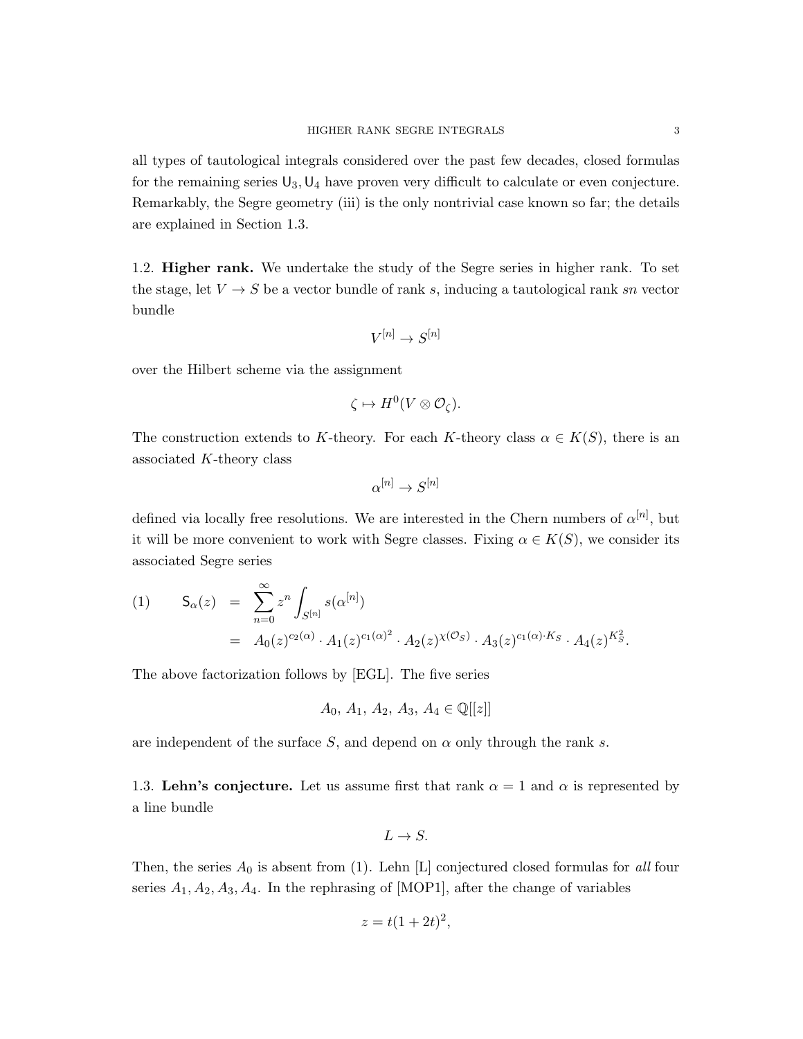all types of tautological integrals considered over the past few decades, closed formulas for the remaining series $\mathsf{U}_3, \mathsf{U}_4$ have proven very difficult to calculate or even conjecture. Remarkably, the Segre geometry (iii) is the only nontrivial case known so far; the details are explained in Section 1.3.

**1.2. Higher rank.** We undertake the study of the Segre series in higher rank. To set the stage, let $V \to S$ be a vector bundle of rank $s$, inducing a tautological rank $sn$ vector bundle

$$V^{[n]} \to S^{[n]}$$

over the Hilbert scheme via the assignment

$$\zeta \mapsto H^0(V \otimes \mathcal{O}_\zeta).$$

The construction extends to $K$-theory. For each $K$-theory class $\alpha \in K(S)$, there is an associated $K$-theory class

$$\alpha^{[n]} \to S^{[n]}$$

defined via locally free resolutions. We are interested in the Chern numbers of $\alpha^{[n]}$, but it will be more convenient to work with Segre classes. Fixing $\alpha \in K(S)$, we consider its associated Segre series

$$\begin{aligned}
(1) \qquad \mathsf{S}_\alpha(z) &= \sum_{n=0}^{\infty} z^n \int_{S^{[n]}} s(\alpha^{[n]}) \\
&= A_0(z)^{c_2(\alpha)} \cdot A_1(z)^{c_1(\alpha)^2} \cdot A_2(z)^{\chi(\mathcal{O}_S)} \cdot A_3(z)^{c_1(\alpha)\cdot K_S} \cdot A_4(z)^{K_S^2}.
\end{aligned}$$

The above factorization follows by [EGL]. The five series

$$A_0,\, A_1,\, A_2,\, A_3,\, A_4 \in \mathbb{Q}[[z]]$$

are independent of the surface $S$, and depend on $\alpha$ only through the rank $s$.

**1.3. Lehn's conjecture.** Let us assume first that rank $\alpha = 1$ and $\alpha$ is represented by a line bundle

$$L \to S.$$

Then, the series $A_0$ is absent from (1). Lehn [L] conjectured closed formulas for *all* four series $A_1, A_2, A_3, A_4$. In the rephrasing of [MOP1], after the change of variables

$$z = t(1 + 2t)^2,$$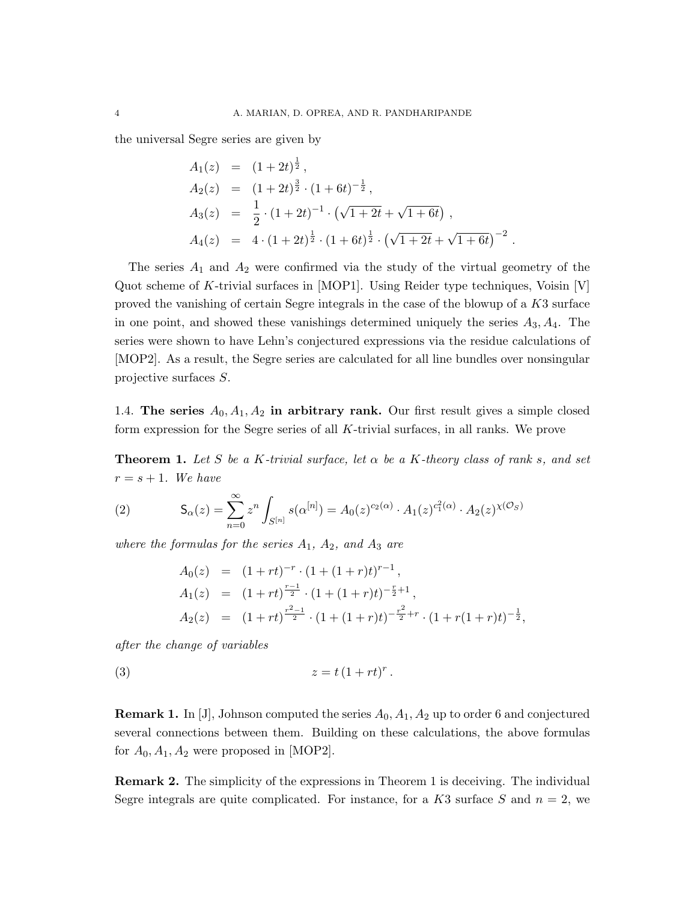the universal Segre series are given by

$$
\begin{aligned}
A_1(z) &= (1+2t)^{\frac{1}{2}}\,, \\
A_2(z) &= (1+2t)^{\frac{3}{2}} \cdot (1+6t)^{-\frac{1}{2}}\,, \\
A_3(z) &= \frac{1}{2} \cdot (1+2t)^{-1} \cdot \left(\sqrt{1+2t} + \sqrt{1+6t}\right)\,, \\
A_4(z) &= 4 \cdot (1+2t)^{\frac{1}{2}} \cdot (1+6t)^{\frac{1}{2}} \cdot \left(\sqrt{1+2t} + \sqrt{1+6t}\right)^{-2}\,.
\end{aligned}
$$

The series $A_1$ and $A_2$ were confirmed via the study of the virtual geometry of the Quot scheme of $K$-trivial surfaces in [MOP1]. Using Reider type techniques, Voisin [V] proved the vanishing of certain Segre integrals in the case of the blowup of a $K3$ surface in one point, and showed these vanishings determined uniquely the series $A_3, A_4$. The series were shown to have Lehn's conjectured expressions via the residue calculations of [MOP2]. As a result, the Segre series are calculated for all line bundles over nonsingular projective surfaces $S$.

1.4. **The series $A_0, A_1, A_2$ in arbitrary rank.** Our first result gives a simple closed form expression for the Segre series of all $K$-trivial surfaces, in all ranks. We prove

**Theorem 1.** *Let $S$ be a $K$-trivial surface, let $\alpha$ be a $K$-theory class of rank $s$, and set $r = s+1$. We have*

$$
\mathsf{S}_\alpha(z) = \sum_{n=0}^{\infty} z^n \int_{S^{[n]}} s(\alpha^{[n]}) = A_0(z)^{c_2(\alpha)} \cdot A_1(z)^{c_1^2(\alpha)} \cdot A_2(z)^{\chi(\mathcal{O}_S)} \tag{2}
$$

*where the formulas for the series $A_1$, $A_2$, and $A_3$ are*

$$
\begin{aligned}
A_0(z) &= (1+rt)^{-r} \cdot (1+(1+r)t)^{r-1}\,, \\
A_1(z) &= (1+rt)^{\frac{r-1}{2}} \cdot (1+(1+r)t)^{-\frac{r}{2}+1}\,, \\
A_2(z) &= (1+rt)^{\frac{r^2-1}{2}} \cdot (1+(1+r)t)^{-\frac{r^2}{2}+r} \cdot (1+r(1+r)t)^{-\frac{1}{2}},
\end{aligned}
$$

*after the change of variables*

$$
z = t\,(1+rt)^r\,. \tag{3}
$$

**Remark 1.** In [J], Johnson computed the series $A_0, A_1, A_2$ up to order 6 and conjectured several connections between them. Building on these calculations, the above formulas for $A_0, A_1, A_2$ were proposed in [MOP2].

**Remark 2.** The simplicity of the expressions in Theorem 1 is deceiving. The individual Segre integrals are quite complicated. For instance, for a $K3$ surface $S$ and $n = 2$, we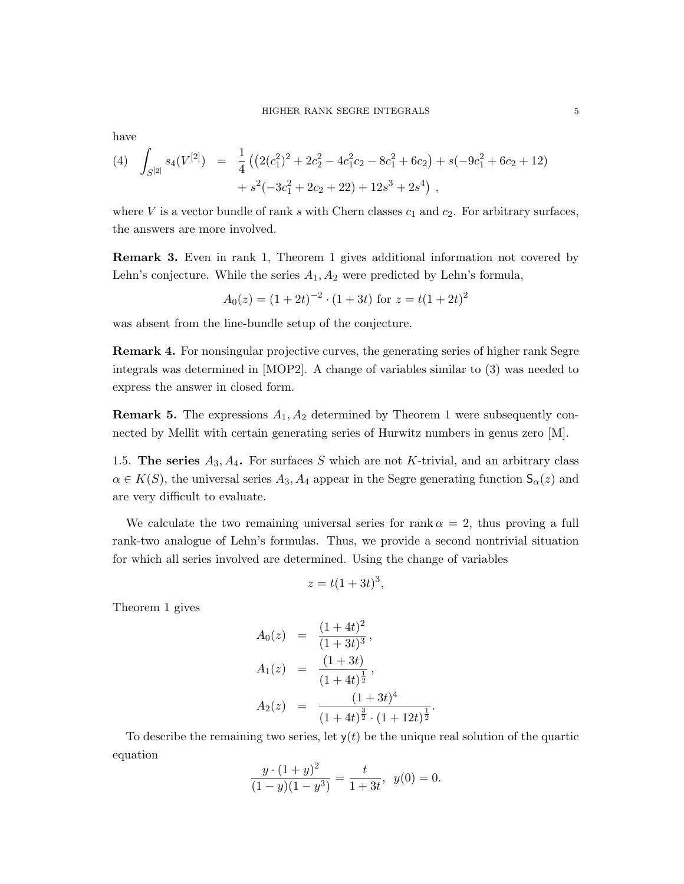have

$$
(4) \quad \int_{S^{[2]}} s_4(V^{[2]}) = \frac{1}{4}\left(\left(2(c_1^2)^2 + 2c_2^2 - 4c_1^2c_2 - 8c_1^2 + 6c_2\right) + s(-9c_1^2 + 6c_2 + 12) + s^2(-3c_1^2 + 2c_2 + 22) + 12s^3 + 2s^4\right),
$$

where $V$ is a vector bundle of rank $s$ with Chern classes $c_1$ and $c_2$. For arbitrary surfaces, the answers are more involved.

**Remark 3.** Even in rank 1, Theorem 1 gives additional information not covered by Lehn's conjecture. While the series $A_1, A_2$ were predicted by Lehn's formula,

$$
A_0(z) = (1+2t)^{-2} \cdot (1+3t) \text{ for } z = t(1+2t)^2
$$

was absent from the line-bundle setup of the conjecture.

**Remark 4.** For nonsingular projective curves, the generating series of higher rank Segre integrals was determined in [MOP2]. A change of variables similar to (3) was needed to express the answer in closed form.

**Remark 5.** The expressions $A_1, A_2$ determined by Theorem 1 were subsequently connected by Mellit with certain generating series of Hurwitz numbers in genus zero [M].

1.5. **The series $A_3, A_4$.** For surfaces $S$ which are not $K$-trivial, and an arbitrary class $\alpha \in K(S)$, the universal series $A_3, A_4$ appear in the Segre generating function $\mathsf{S}_\alpha(z)$ and are very difficult to evaluate.

We calculate the two remaining universal series for $\operatorname{rank} \alpha = 2$, thus proving a full rank-two analogue of Lehn's formulas. Thus, we provide a second nontrivial situation for which all series involved are determined. Using the change of variables

$$
z = t(1+3t)^3,
$$

Theorem 1 gives

$$
\begin{aligned}
A_0(z) &= \frac{(1+4t)^2}{(1+3t)^3}, \\
A_1(z) &= \frac{(1+3t)}{(1+4t)^{\frac{1}{2}}}, \\
A_2(z) &= \frac{(1+3t)^4}{(1+4t)^{\frac{3}{2}} \cdot (1+12t)^{\frac{1}{2}}}.
\end{aligned}
$$

To describe the remaining two series, let $\mathsf{y}(t)$ be the unique real solution of the quartic equation

$$
\frac{y \cdot (1+y)^2}{(1-y)(1-y^3)} = \frac{t}{1+3t}, \quad y(0) = 0.
$$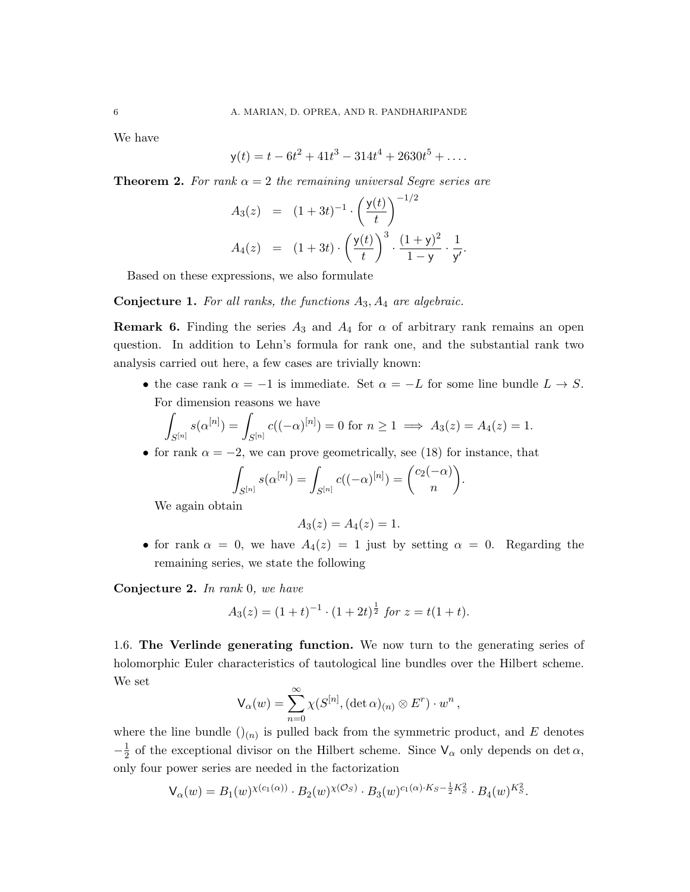We have

$$\mathsf{y}(t) = t - 6t^2 + 41t^3 - 314t^4 + 2630t^5 + \ldots.$$

**Theorem 2.** *For rank $\alpha = 2$ the remaining universal Segre series are*

$$\begin{aligned} A_3(z) &= (1+3t)^{-1} \cdot \left(\frac{\mathsf{y}(t)}{t}\right)^{-1/2} \\ A_4(z) &= (1+3t) \cdot \left(\frac{\mathsf{y}(t)}{t}\right)^{3} \cdot \frac{(1+\mathsf{y})^2}{1-\mathsf{y}} \cdot \frac{1}{\mathsf{y}'}. \end{aligned}$$

Based on these expressions, we also formulate

**Conjecture 1.** *For all ranks, the functions $A_3, A_4$ are algebraic.*

**Remark 6.** Finding the series $A_3$ and $A_4$ for $\alpha$ of arbitrary rank remains an open question. In addition to Lehn's formula for rank one, and the substantial rank two analysis carried out here, a few cases are trivially known:

- the case rank $\alpha = -1$ is immediate. Set $\alpha = -L$ for some line bundle $L \to S$. For dimension reasons we have
$$\int_{S^{[n]}} s(\alpha^{[n]}) = \int_{S^{[n]}} c((-\alpha)^{[n]}) = 0 \text{ for } n \geq 1 \implies A_3(z) = A_4(z) = 1.$$
- for rank $\alpha = -2$, we can prove geometrically, see (18) for instance, that
$$\int_{S^{[n]}} s(\alpha^{[n]}) = \int_{S^{[n]}} c((-\alpha)^{[n]}) = \binom{c_2(-\alpha)}{n}.$$
We again obtain
$$A_3(z) = A_4(z) = 1.$$
- for rank $\alpha = 0$, we have $A_4(z) = 1$ just by setting $\alpha = 0$. Regarding the remaining series, we state the following

**Conjecture 2.** *In rank 0, we have*

$$A_3(z) = (1+t)^{-1} \cdot (1+2t)^{\frac{1}{2}} \textit{ for } z = t(1+t).$$

1.6. **The Verlinde generating function.** We now turn to the generating series of holomorphic Euler characteristics of tautological line bundles over the Hilbert scheme. We set

$$\mathsf{V}_\alpha(w) = \sum_{n=0}^{\infty} \chi(S^{[n]}, (\det \alpha)_{(n)} \otimes E^r) \cdot w^n,$$

where the line bundle $()_{(n)}$ is pulled back from the symmetric product, and $E$ denotes $-\frac{1}{2}$ of the exceptional divisor on the Hilbert scheme. Since $\mathsf{V}_\alpha$ only depends on $\det \alpha$, only four power series are needed in the factorization

$$\mathsf{V}_\alpha(w) = B_1(w)^{\chi(c_1(\alpha))} \cdot B_2(w)^{\chi(\mathcal{O}_S)} \cdot B_3(w)^{c_1(\alpha)\cdot K_S - \frac{1}{2}K_S^2} \cdot B_4(w)^{K_S^2}.$$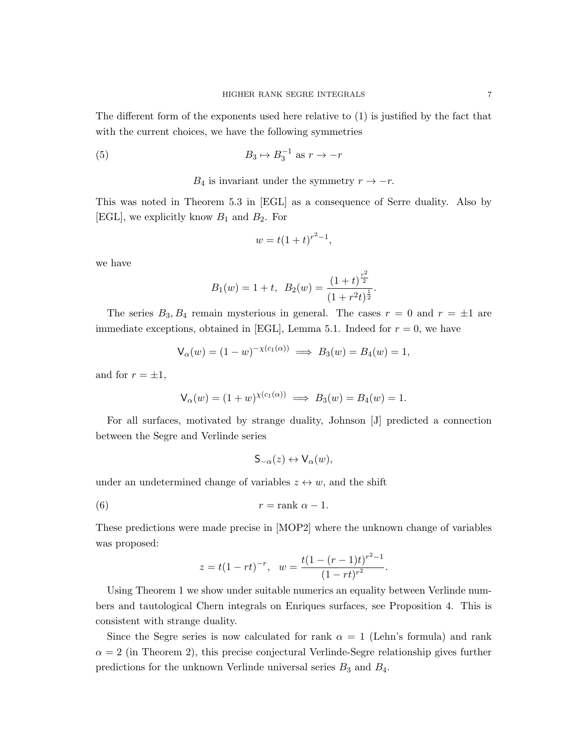The different form of the exponents used here relative to (1) is justified by the fact that with the current choices, we have the following symmetries

$$B_3 \mapsto B_3^{-1} \text{ as } r \to -r \tag{5}$$

$$B_4 \text{ is invariant under the symmetry } r \to -r.$$

This was noted in Theorem 5.3 in [EGL] as a consequence of Serre duality. Also by [EGL], we explicitly know $B_1$ and $B_2$. For

$$w = t(1+t)^{r^2-1},$$

we have

$$B_1(w) = 1+t, \quad B_2(w) = \frac{(1+t)^{\frac{r^2}{2}}}{(1+r^2t)^{\frac{1}{2}}}.$$

The series $B_3, B_4$ remain mysterious in general. The cases $r = 0$ and $r = \pm 1$ are immediate exceptions, obtained in [EGL], Lemma 5.1. Indeed for $r = 0$, we have

$$\mathsf{V}_\alpha(w) = (1-w)^{-\chi(c_1(\alpha))} \implies B_3(w) = B_4(w) = 1,$$

and for $r = \pm 1$,

$$\mathsf{V}_\alpha(w) = (1+w)^{\chi(c_1(\alpha))} \implies B_3(w) = B_4(w) = 1.$$

For all surfaces, motivated by strange duality, Johnson [J] predicted a connection between the Segre and Verlinde series

$$\mathsf{S}_{-\alpha}(z) \leftrightarrow \mathsf{V}_\alpha(w),$$

under an undetermined change of variables $z \leftrightarrow w$, and the shift

$$r = \text{rank } \alpha - 1. \tag{6}$$

These predictions were made precise in [MOP2] where the unknown change of variables was proposed:

$$z = t(1-rt)^{-r}, \quad w = \frac{t(1-(r-1)t)^{r^2-1}}{(1-rt)^{r^2}}.$$

Using Theorem 1 we show under suitable numerics an equality between Verlinde numbers and tautological Chern integrals on Enriques surfaces, see Proposition 4. This is consistent with strange duality.

Since the Segre series is now calculated for rank $\alpha = 1$ (Lehn's formula) and rank $\alpha = 2$ (in Theorem 2), this precise conjectural Verlinde-Segre relationship gives further predictions for the unknown Verlinde universal series $B_3$ and $B_4$.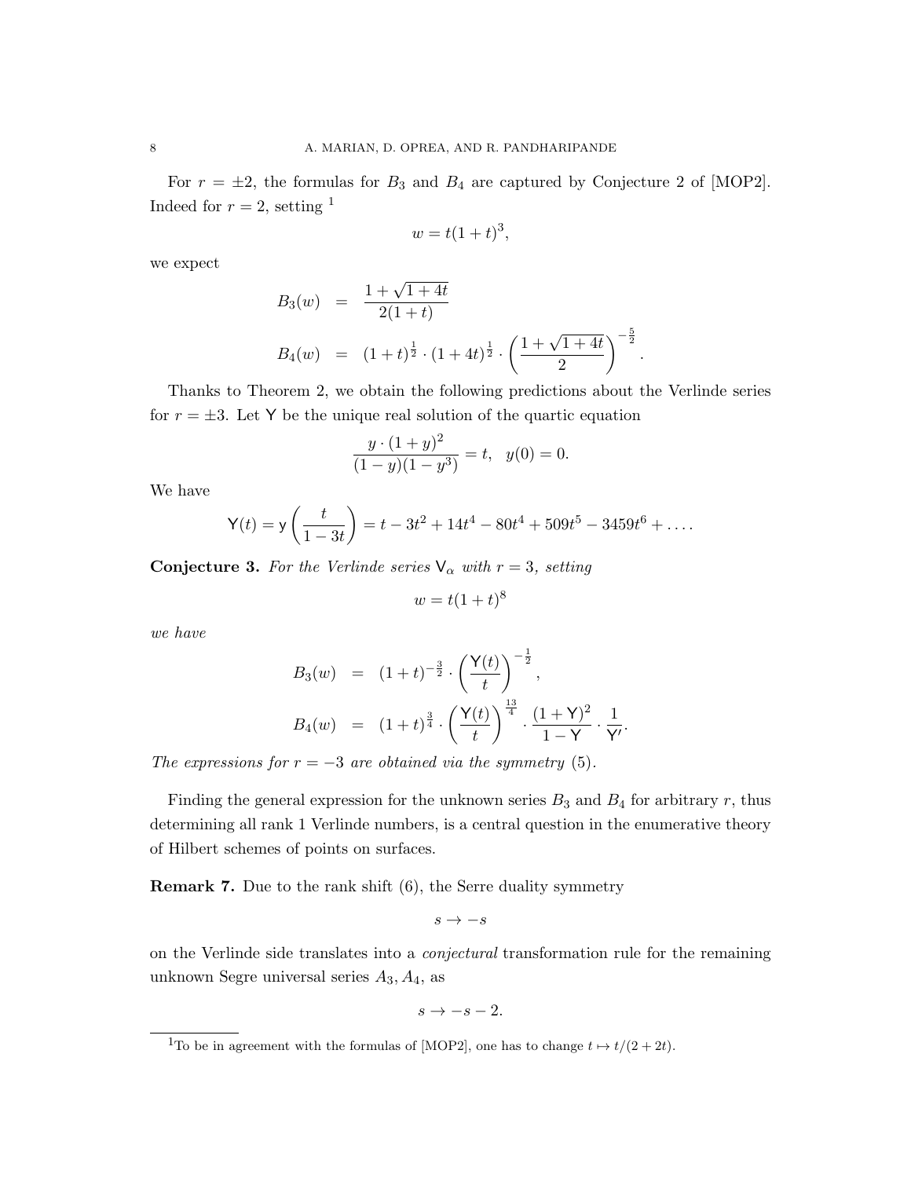For $r = \pm 2$, the formulas for $B_3$ and $B_4$ are captured by Conjecture 2 of [MOP2]. Indeed for $r = 2$, setting [1]

$$w = t(1+t)^3,$$

we expect

$$\begin{aligned}
B_3(w) &= \frac{1+\sqrt{1+4t}}{2(1+t)} \\
B_4(w) &= (1+t)^{\frac{1}{2}} \cdot (1+4t)^{\frac{1}{2}} \cdot \left(\frac{1+\sqrt{1+4t}}{2}\right)^{-\frac{5}{2}}.
\end{aligned}$$

Thanks to Theorem 2, we obtain the following predictions about the Verlinde series for $r = \pm 3$. Let $\mathsf{Y}$ be the unique real solution of the quartic equation

$$\frac{y \cdot (1+y)^2}{(1-y)(1-y^3)} = t, \quad y(0) = 0.$$

We have

$$\mathsf{Y}(t) = \mathsf{y}\left(\frac{t}{1-3t}\right) = t - 3t^2 + 14t^4 - 80t^4 + 509t^5 - 3459t^6 + \ldots.$$

**Conjecture 3.** *For the Verlinde series $\mathsf{V}_\alpha$ with $r = 3$, setting*

$$w = t(1+t)^8$$

*we have*

$$\begin{aligned}
B_3(w) &= (1+t)^{-\frac{3}{2}} \cdot \left(\frac{\mathsf{Y}(t)}{t}\right)^{-\frac{1}{2}}, \\
B_4(w) &= (1+t)^{\frac{3}{4}} \cdot \left(\frac{\mathsf{Y}(t)}{t}\right)^{\frac{13}{4}} \cdot \frac{(1+\mathsf{Y})^2}{1-\mathsf{Y}} \cdot \frac{1}{\mathsf{Y}'}.
\end{aligned}$$

*The expressions for $r = -3$ are obtained via the symmetry* (5)*.*

Finding the general expression for the unknown series $B_3$ and $B_4$ for arbitrary $r$, thus determining all rank 1 Verlinde numbers, is a central question in the enumerative theory of Hilbert schemes of points on surfaces.

**Remark 7.** Due to the rank shift (6), the Serre duality symmetry

$$s \to -s$$

on the Verlinde side translates into a *conjectural* transformation rule for the remaining unknown Segre universal series $A_3, A_4$, as

$$s \to -s - 2.$$

[1] To be in agreement with the formulas of [MOP2], one has to change $t \mapsto t/(2+2t)$.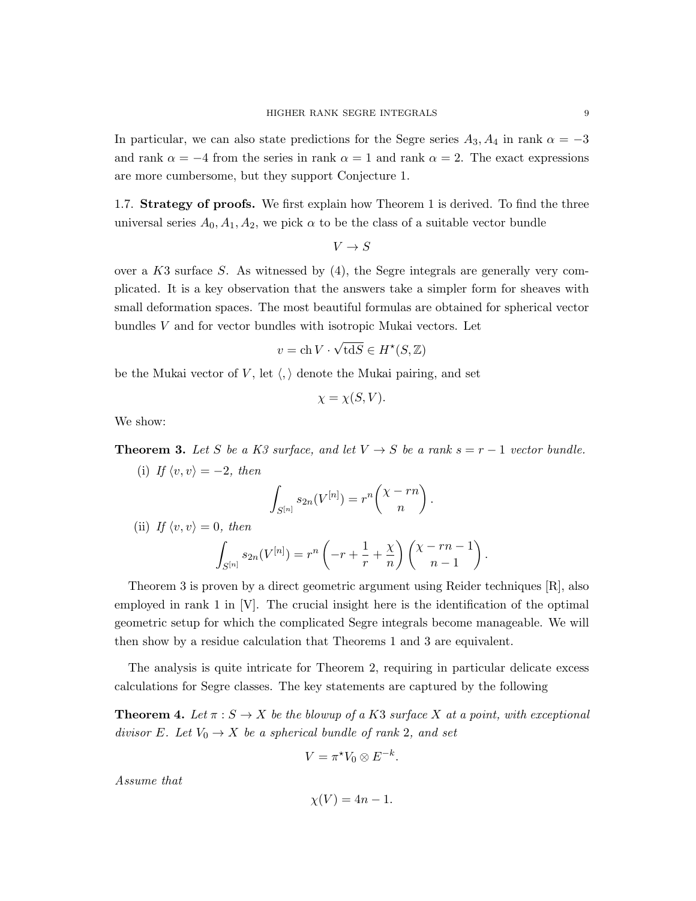In particular, we can also state predictions for the Segre series $A_3, A_4$ in rank $\alpha = -3$ and rank $\alpha = -4$ from the series in rank $\alpha = 1$ and rank $\alpha = 2$. The exact expressions are more cumbersome, but they support Conjecture 1.

## 1.7. Strategy of proofs.

We first explain how Theorem 1 is derived. To find the three universal series $A_0, A_1, A_2$, we pick $\alpha$ to be the class of a suitable vector bundle

$$V \to S$$

over a $K3$ surface $S$. As witnessed by (4), the Segre integrals are generally very complicated. It is a key observation that the answers take a simpler form for sheaves with small deformation spaces. The most beautiful formulas are obtained for spherical vector bundles $V$ and for vector bundles with isotropic Mukai vectors. Let

$$v = \mathrm{ch}\, V \cdot \sqrt{\mathrm{td} S} \in H^\star(S, \mathbb{Z})$$

be the Mukai vector of $V$, let $\langle , \rangle$ denote the Mukai pairing, and set

$$\chi = \chi(S, V).$$

We show:

**Theorem 3.** *Let $S$ be a K3 surface, and let $V \to S$ be a rank $s = r - 1$ vector bundle.*

(i) *If $\langle v, v \rangle = -2$, then*

$$\int_{S^{[n]}} s_{2n}(V^{[n]}) = r^n \binom{\chi - rn}{n}.$$

(ii) *If $\langle v, v \rangle = 0$, then*

$$\int_{S^{[n]}} s_{2n}(V^{[n]}) = r^n \left( -r + \frac{1}{r} + \frac{\chi}{n} \right) \binom{\chi - rn - 1}{n - 1}.$$

Theorem 3 is proven by a direct geometric argument using Reider techniques [R], also employed in rank 1 in [V]. The crucial insight here is the identification of the optimal geometric setup for which the complicated Segre integrals become manageable. We will then show by a residue calculation that Theorems 1 and 3 are equivalent.

The analysis is quite intricate for Theorem 2, requiring in particular delicate excess calculations for Segre classes. The key statements are captured by the following

**Theorem 4.** *Let $\pi : S \to X$ be the blowup of a K3 surface $X$ at a point, with exceptional divisor $E$. Let $V_0 \to X$ be a spherical bundle of rank 2, and set*

$$V = \pi^\star V_0 \otimes E^{-k}.$$

*Assume that*

$$\chi(V) = 4n - 1.$$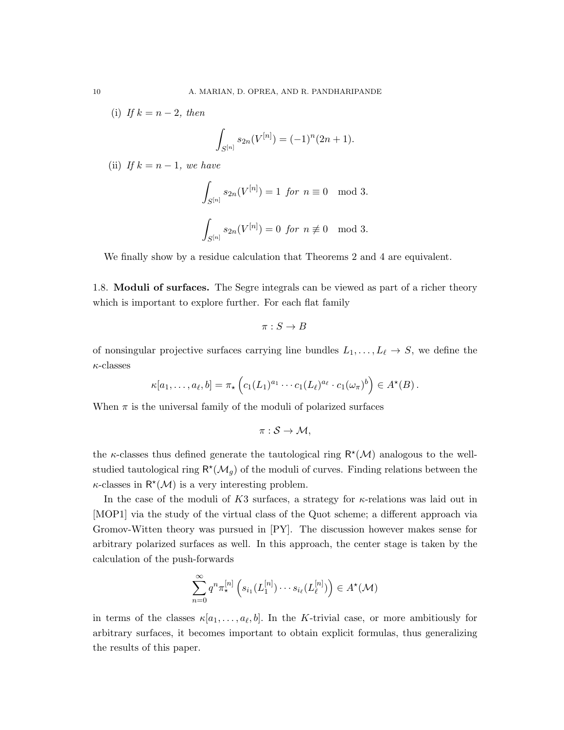(i) *If $k = n-2$, then*

$$\int_{S^{[n]}} s_{2n}(V^{[n]}) = (-1)^n (2n+1).$$

(ii) *If $k = n-1$, we have*

$$\int_{S^{[n]}} s_{2n}(V^{[n]}) = 1 \ \textit{for} \ n \equiv 0 \mod 3.$$

$$\int_{S^{[n]}} s_{2n}(V^{[n]}) = 0 \ \textit{for} \ n \not\equiv 0 \mod 3.$$

We finally show by a residue calculation that Theorems 2 and 4 are equivalent.

**1.8. Moduli of surfaces.** The Segre integrals can be viewed as part of a richer theory which is important to explore further. For each flat family

$$\pi : S \to B$$

of nonsingular projective surfaces carrying line bundles $L_1, \ldots, L_\ell \to S$, we define the $\kappa$-classes

$$\kappa[a_1, \ldots, a_\ell, b] = \pi_\star \left( c_1(L_1)^{a_1} \cdots c_1(L_\ell)^{a_\ell} \cdot c_1(\omega_\pi)^b \right) \in A^\star(B)\,.$$

When $\pi$ is the universal family of the moduli of polarized surfaces

$$\pi : \mathcal{S} \to \mathcal{M},$$

the $\kappa$-classes thus defined generate the tautological ring $\mathsf{R}^\star(\mathcal{M})$ analogous to the well-studied tautological ring $\mathsf{R}^\star(\mathcal{M}_g)$ of the moduli of curves. Finding relations between the $\kappa$-classes in $\mathsf{R}^\star(\mathcal{M})$ is a very interesting problem.

In the case of the moduli of $K3$ surfaces, a strategy for $\kappa$-relations was laid out in [MOP1] via the study of the virtual class of the Quot scheme; a different approach via Gromov-Witten theory was pursued in [PY]. The discussion however makes sense for arbitrary polarized surfaces as well. In this approach, the center stage is taken by the calculation of the push-forwards

$$\sum_{n=0}^{\infty} q^n \pi^{[n]}_\star \left( s_{i_1}(L_1^{[n]}) \cdots s_{i_\ell}(L_\ell^{[n]}) \right) \in A^\star(\mathcal{M})$$

in terms of the classes $\kappa[a_1, \ldots, a_\ell, b]$. In the $K$-trivial case, or more ambitiously for arbitrary surfaces, it becomes important to obtain explicit formulas, thus generalizing the results of this paper.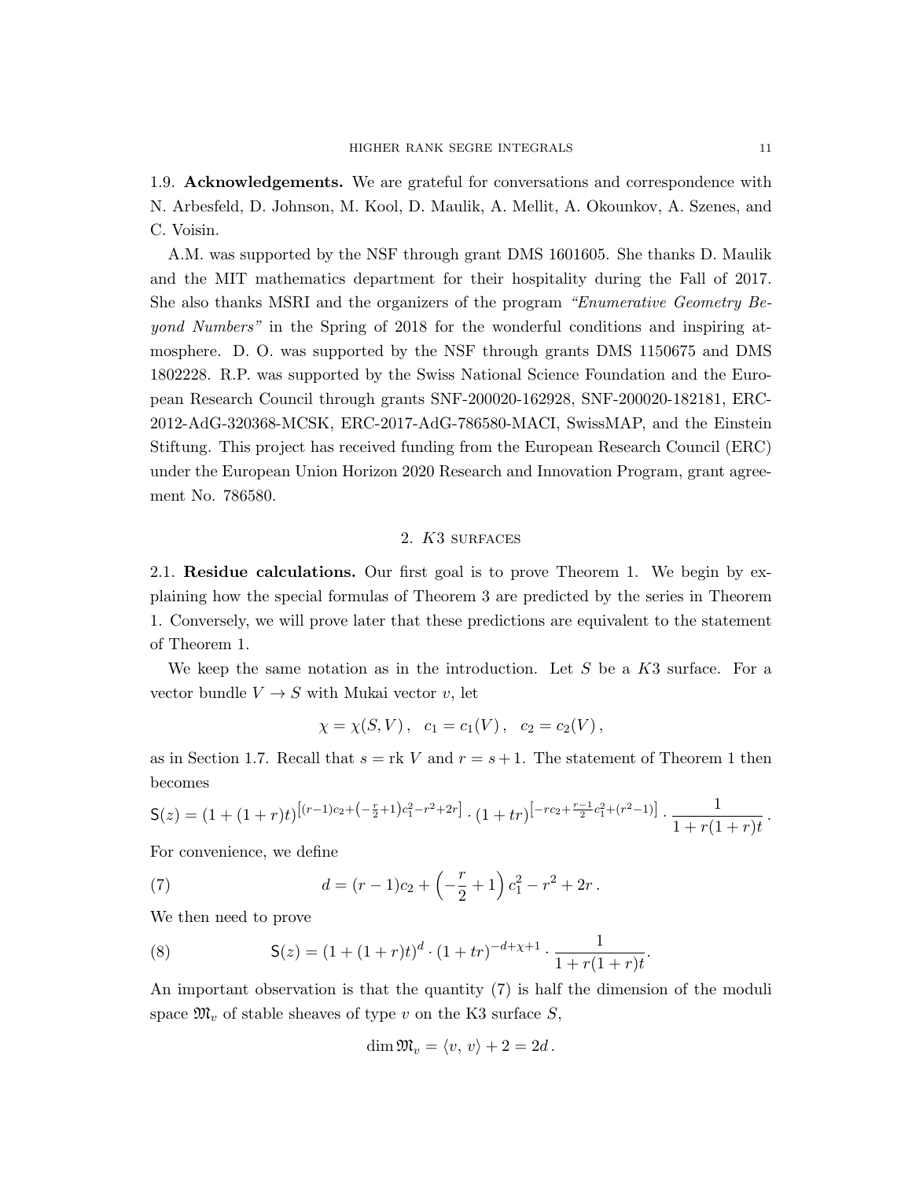1.9. **Acknowledgements.** We are grateful for conversations and correspondence with N. Arbesfeld, D. Johnson, M. Kool, D. Maulik, A. Mellit, A. Okounkov, A. Szenes, and C. Voisin.

A.M. was supported by the NSF through grant DMS 1601605. She thanks D. Maulik and the MIT mathematics department for their hospitality during the Fall of 2017. She also thanks MSRI and the organizers of the program *"Enumerative Geometry Beyond Numbers"* in the Spring of 2018 for the wonderful conditions and inspiring atmosphere. D. O. was supported by the NSF through grants DMS 1150675 and DMS 1802228. R.P. was supported by the Swiss National Science Foundation and the European Research Council through grants SNF-200020-162928, SNF-200020-182181, ERC-2012-AdG-320368-MCSK, ERC-2017-AdG-786580-MACI, SwissMAP, and the Einstein Stiftung. This project has received funding from the European Research Council (ERC) under the European Union Horizon 2020 Research and Innovation Program, grant agreement No. 786580.

## 2. $K3$ surfaces

2.1. **Residue calculations.** Our first goal is to prove Theorem 1. We begin by explaining how the special formulas of Theorem 3 are predicted by the series in Theorem 1. Conversely, we will prove later that these predictions are equivalent to the statement of Theorem 1.

We keep the same notation as in the introduction. Let $S$ be a $K3$ surface. For a vector bundle $V \to S$ with Mukai vector $v$, let

$$\chi = \chi(S, V)\,, \quad c_1 = c_1(V)\,, \quad c_2 = c_2(V)\,,$$

as in Section 1.7. Recall that $s = \text{rk } V$ and $r = s + 1$. The statement of Theorem 1 then becomes

$$\mathsf{S}(z) = (1 + (1+r)t)^{\left[(r-1)c_2 + \left(-\frac{r}{2}+1\right)c_1^2 - r^2 + 2r\right]} \cdot (1 + tr)^{\left[-rc_2 + \frac{r-1}{2}c_1^2 + (r^2-1)\right]} \cdot \frac{1}{1 + r(1+r)t}\,.$$

For convenience, we define

$$d = (r-1)c_2 + \left(-\frac{r}{2} + 1\right)c_1^2 - r^2 + 2r\,. \tag{7}$$

We then need to prove

$$\mathsf{S}(z) = (1 + (1+r)t)^d \cdot (1 + tr)^{-d+\chi+1} \cdot \frac{1}{1 + r(1+r)t}. \tag{8}$$

An important observation is that the quantity (7) is half the dimension of the moduli space $\mathfrak{M}_v$ of stable sheaves of type $v$ on the K3 surface $S$,

$$\dim \mathfrak{M}_v = \langle v,\, v\rangle + 2 = 2d\,.$$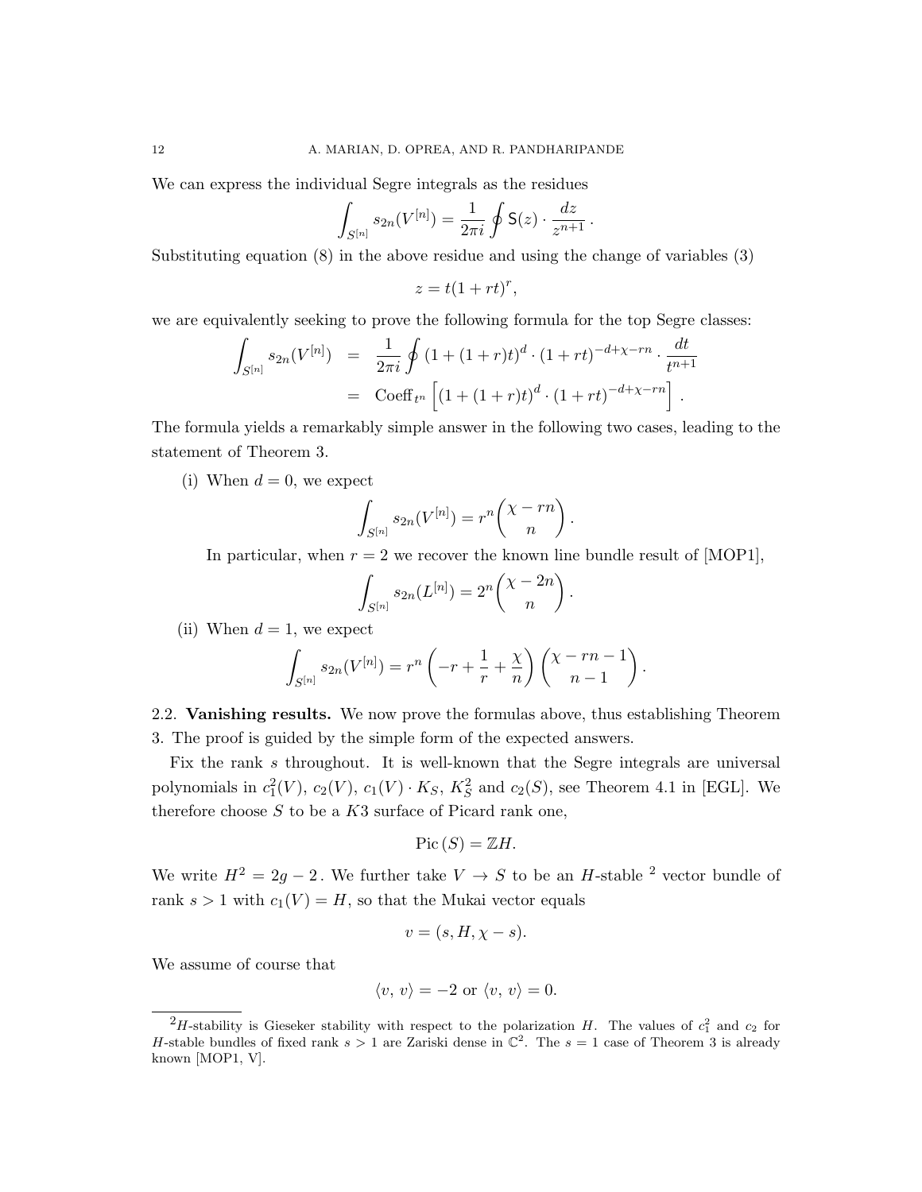We can express the individual Segre integrals as the residues

$$\int_{S^{[n]}} s_{2n}(V^{[n]}) = \frac{1}{2\pi i} \oint \mathsf{S}(z) \cdot \frac{dz}{z^{n+1}}.$$

Substituting equation (8) in the above residue and using the change of variables (3)

$$z = t(1+rt)^r,$$

we are equivalently seeking to prove the following formula for the top Segre classes:

$$\begin{aligned} \int_{S^{[n]}} s_{2n}(V^{[n]}) &= \frac{1}{2\pi i} \oint (1+(1+r)t)^d \cdot (1+rt)^{-d+\chi-rn} \cdot \frac{dt}{t^{n+1}} \\ &= \mathrm{Coeff}_{t^n} \left[ (1+(1+r)t)^d \cdot (1+rt)^{-d+\chi-rn} \right]. \end{aligned}$$

The formula yields a remarkably simple answer in the following two cases, leading to the statement of Theorem 3.

(i) When $d = 0$, we expect

$$\int_{S^{[n]}} s_{2n}(V^{[n]}) = r^n \binom{\chi - rn}{n}.$$

In particular, when $r = 2$ we recover the known line bundle result of [MOP1],

$$\int_{S^{[n]}} s_{2n}(L^{[n]}) = 2^n \binom{\chi - 2n}{n}.$$

(ii) When $d = 1$, we expect

$$\int_{S^{[n]}} s_{2n}(V^{[n]}) = r^n \left( -r + \frac{1}{r} + \frac{\chi}{n} \right) \binom{\chi - rn - 1}{n-1}.$$

**2.2. Vanishing results.** We now prove the formulas above, thus establishing Theorem 3. The proof is guided by the simple form of the expected answers.

Fix the rank $s$ throughout. It is well-known that the Segre integrals are universal polynomials in $c_1^2(V)$, $c_2(V)$, $c_1(V) \cdot K_S$, $K_S^2$ and $c_2(S)$, see Theorem 4.1 in [EGL]. We therefore choose $S$ to be a $K3$ surface of Picard rank one,

$$\mathrm{Pic}\,(S) = \mathbb{Z}H.$$

We write $H^2 = 2g-2$. We further take $V \to S$ to be an $H$-stable [2] vector bundle of rank $s > 1$ with $c_1(V) = H$, so that the Mukai vector equals

$$v = (s, H, \chi - s).$$

We assume of course that

$$\langle v, v \rangle = -2 \text{ or } \langle v, v \rangle = 0.$$

---

[2] $H$-stability is Gieseker stability with respect to the polarization $H$. The values of $c_1^2$ and $c_2$ for $H$-stable bundles of fixed rank $s > 1$ are Zariski dense in $\mathbb{C}^2$. The $s = 1$ case of Theorem 3 is already known [MOP1, V].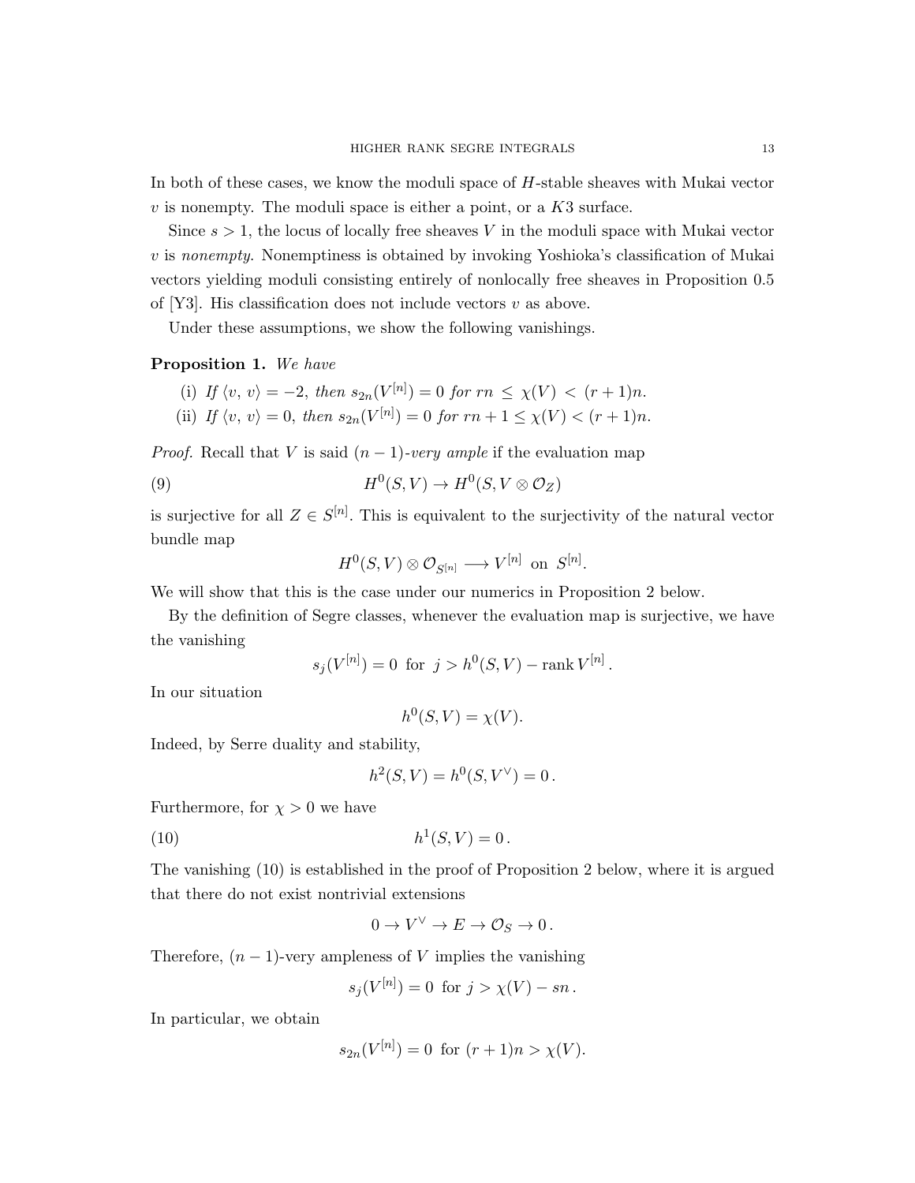In both of these cases, we know the moduli space of $H$-stable sheaves with Mukai vector $v$ is nonempty. The moduli space is either a point, or a $K3$ surface.

Since $s > 1$, the locus of locally free sheaves $V$ in the moduli space with Mukai vector $v$ is *nonempty*. Nonemptiness is obtained by invoking Yoshioka's classification of Mukai vectors yielding moduli consisting entirely of nonlocally free sheaves in Proposition 0.5 of [Y3]. His classification does not include vectors $v$ as above.

Under these assumptions, we show the following vanishings.

**Proposition 1.** *We have*

(i) *If* $\langle v,\, v\rangle = -2$, *then* $s_{2n}(V^{[n]}) = 0$ *for* $rn \leq \chi(V) < (r+1)n$.
(ii) *If* $\langle v,\, v\rangle = 0$, *then* $s_{2n}(V^{[n]}) = 0$ *for* $rn + 1 \leq \chi(V) < (r+1)n$.

*Proof.* Recall that $V$ is said $(n-1)$*-very ample* if the evaluation map

$$H^0(S, V) \to H^0(S, V \otimes \mathcal{O}_Z) \tag{9}$$

is surjective for all $Z \in S^{[n]}$. This is equivalent to the surjectivity of the natural vector bundle map

$$H^0(S, V) \otimes \mathcal{O}_{S^{[n]}} \longrightarrow V^{[n]} \text{ on } S^{[n]}.$$

We will show that this is the case under our numerics in Proposition 2 below.

By the definition of Segre classes, whenever the evaluation map is surjective, we have the vanishing

$$s_j(V^{[n]}) = 0 \text{ for } j > h^0(S, V) - \operatorname{rank} V^{[n]}\,.$$

In our situation

$$h^0(S, V) = \chi(V).$$

Indeed, by Serre duality and stability,

$$h^2(S, V) = h^0(S, V^\vee) = 0\,.$$

Furthermore, for $\chi > 0$ we have

$$h^1(S, V) = 0\,. \tag{10}$$

The vanishing (10) is established in the proof of Proposition 2 below, where it is argued that there do not exist nontrivial extensions

$$0 \to V^\vee \to E \to \mathcal{O}_S \to 0\,.$$

Therefore, $(n-1)$-very ampleness of $V$ implies the vanishing

$$s_j(V^{[n]}) = 0 \text{ for } j > \chi(V) - sn\,.$$

In particular, we obtain

$$s_{2n}(V^{[n]}) = 0 \text{ for } (r+1)n > \chi(V).$$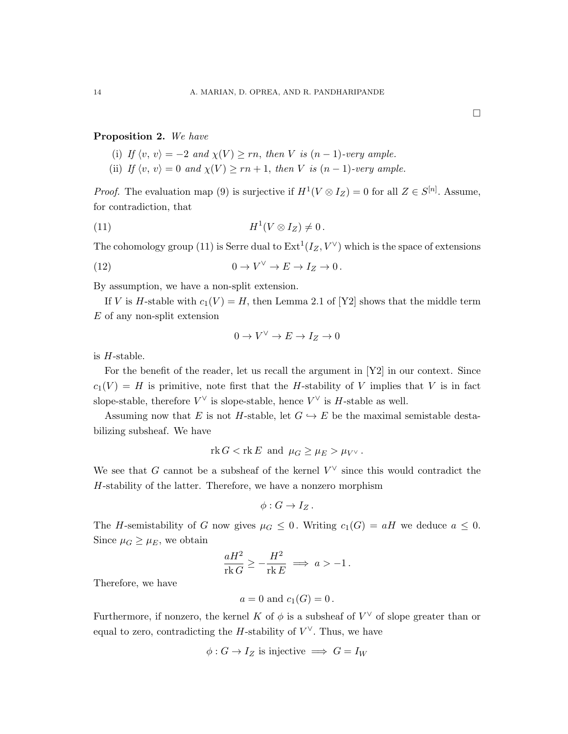□

**Proposition 2.** *We have*

(i) *If $\langle v, v\rangle = -2$ and $\chi(V) \geq rn$, then $V$ is $(n-1)$-very ample.*
(ii) *If $\langle v, v\rangle = 0$ and $\chi(V) \geq rn+1$, then $V$ is $(n-1)$-very ample.*

*Proof.* The evaluation map (9) is surjective if $H^1(V \otimes I_Z) = 0$ for all $Z \in S^{[n]}$. Assume, for contradiction, that

$$H^1(V \otimes I_Z) \neq 0\,. \tag{11}$$

The cohomology group (11) is Serre dual to $\mathrm{Ext}^1(I_Z, V^\vee)$ which is the space of extensions

$$0 \to V^\vee \to E \to I_Z \to 0\,. \tag{12}$$

By assumption, we have a non-split extension.

If $V$ is $H$-stable with $c_1(V) = H$, then Lemma 2.1 of [Y2] shows that the middle term $E$ of any non-split extension

$$0 \to V^\vee \to E \to I_Z \to 0$$

is $H$-stable.

For the benefit of the reader, let us recall the argument in [Y2] in our context. Since $c_1(V) = H$ is primitive, note first that the $H$-stability of $V$ implies that $V$ is in fact slope-stable, therefore $V^\vee$ is slope-stable, hence $V^\vee$ is $H$-stable as well.

Assuming now that $E$ is not $H$-stable, let $G \hookrightarrow E$ be the maximal semistable destabilizing subsheaf. We have

$$\mathrm{rk}\, G < \mathrm{rk}\, E \text{ and } \mu_G \geq \mu_E > \mu_{V^\vee}\,.$$

We see that $G$ cannot be a subsheaf of the kernel $V^\vee$ since this would contradict the $H$-stability of the latter. Therefore, we have a nonzero morphism

$$\phi : G \to I_Z\,.$$

The $H$-semistability of $G$ now gives $\mu_G \leq 0$. Writing $c_1(G) = aH$ we deduce $a \leq 0$. Since $\mu_G \geq \mu_E$, we obtain

$$\frac{aH^2}{\mathrm{rk}\, G} \geq -\frac{H^2}{\mathrm{rk}\, E} \implies a > -1\,.$$

Therefore, we have

$$a = 0 \text{ and } c_1(G) = 0\,.$$

Furthermore, if nonzero, the kernel $K$ of $\phi$ is a subsheaf of $V^\vee$ of slope greater than or equal to zero, contradicting the $H$-stability of $V^\vee$. Thus, we have

$$\phi : G \to I_Z \text{ is injective} \implies G = I_W$$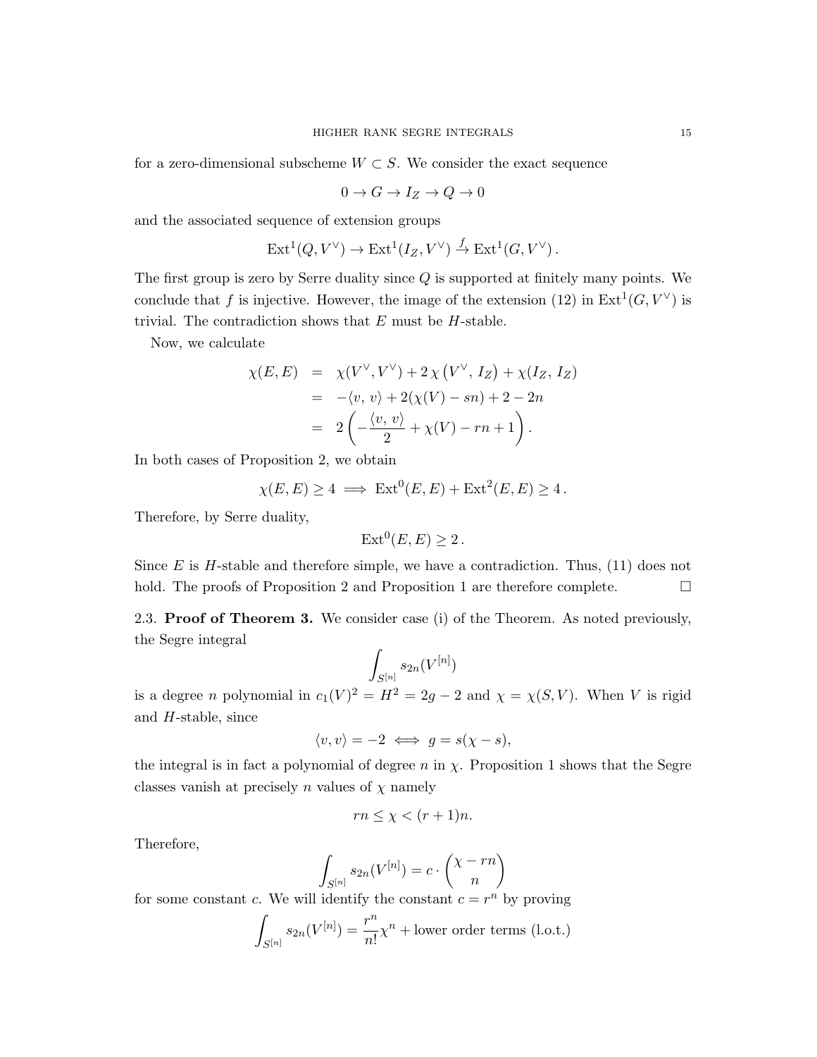for a zero-dimensional subscheme $W \subset S$. We consider the exact sequence

$$0 \to G \to I_Z \to Q \to 0$$

and the associated sequence of extension groups

$$\mathrm{Ext}^1(Q, V^\vee) \to \mathrm{Ext}^1(I_Z, V^\vee) \xrightarrow{f} \mathrm{Ext}^1(G, V^\vee)\,.$$

The first group is zero by Serre duality since $Q$ is supported at finitely many points. We conclude that $f$ is injective. However, the image of the extension (12) in $\mathrm{Ext}^1(G, V^\vee)$ is trivial. The contradiction shows that $E$ must be $H$-stable.

Now, we calculate

$$\begin{aligned}
\chi(E, E) &= \chi(V^\vee, V^\vee) + 2\,\chi\left(V^\vee,\, I_Z\right) + \chi(I_Z,\, I_Z) \\
&= -\langle v,\, v\rangle + 2(\chi(V) - sn) + 2 - 2n \\
&= 2\left(-\frac{\langle v,\, v\rangle}{2} + \chi(V) - rn + 1\right).
\end{aligned}$$

In both cases of Proposition 2, we obtain

$$\chi(E, E) \geq 4 \implies \mathrm{Ext}^0(E, E) + \mathrm{Ext}^2(E, E) \geq 4\,.$$

Therefore, by Serre duality,

$$\mathrm{Ext}^0(E, E) \geq 2\,.$$

Since $E$ is $H$-stable and therefore simple, we have a contradiction. Thus, (11) does not hold. The proofs of Proposition 2 and Proposition 1 are therefore complete. $\square$

2.3. **Proof of Theorem 3.** We consider case (i) of the Theorem. As noted previously, the Segre integral

$$\int_{S^{[n]}} s_{2n}(V^{[n]})$$

is a degree $n$ polynomial in $c_1(V)^2 = H^2 = 2g - 2$ and $\chi = \chi(S, V)$. When $V$ is rigid and $H$-stable, since

$$\langle v, v\rangle = -2 \iff g = s(\chi - s),$$

the integral is in fact a polynomial of degree $n$ in $\chi$. Proposition 1 shows that the Segre classes vanish at precisely $n$ values of $\chi$ namely

$$rn \leq \chi < (r+1)n.$$

Therefore,

$$\int_{S^{[n]}} s_{2n}(V^{[n]}) = c \cdot \binom{\chi - rn}{n}$$

for some constant $c$. We will identify the constant $c = r^n$ by proving

$$\int_{S^{[n]}} s_{2n}(V^{[n]}) = \frac{r^n}{n!}\chi^n + \text{lower order terms (l.o.t.)}$$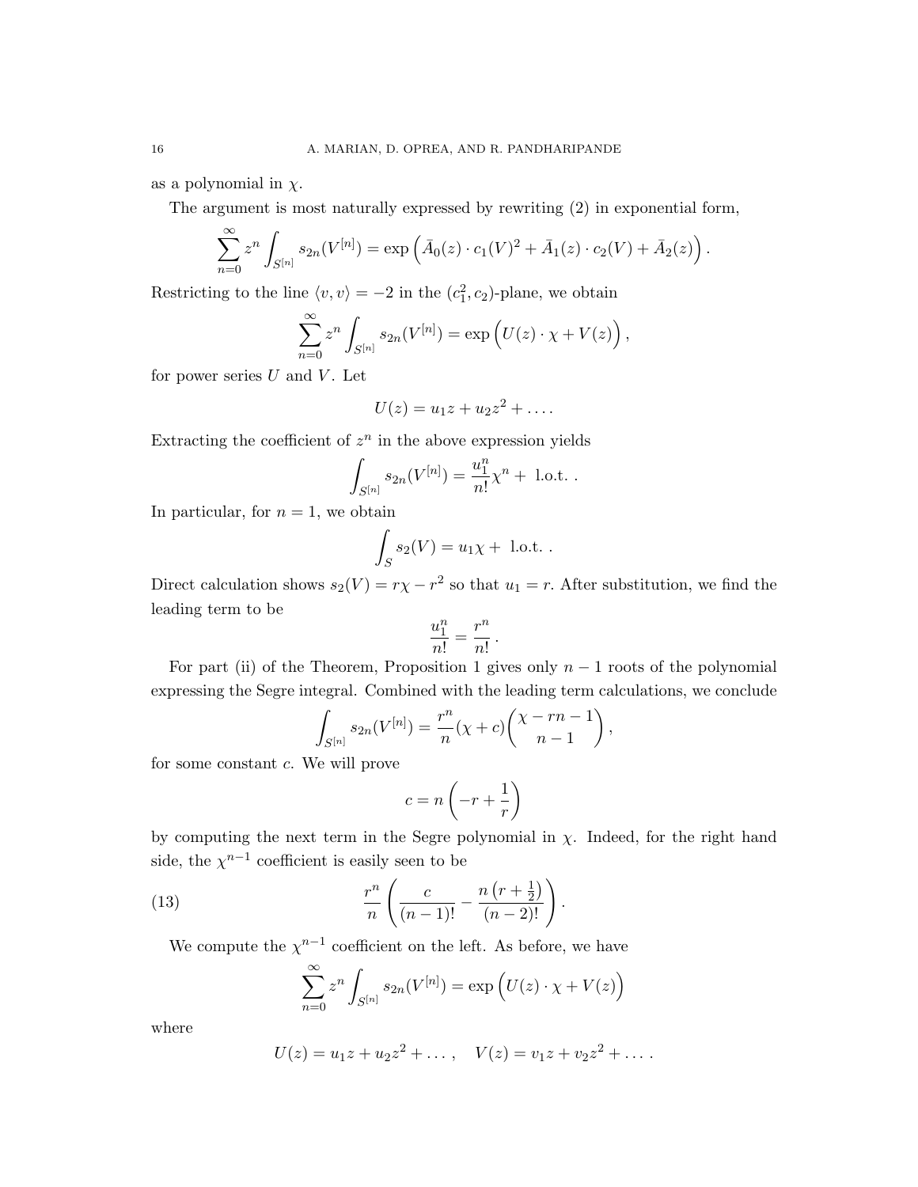as a polynomial in $\chi$.

The argument is most naturally expressed by rewriting (2) in exponential form,

$$\sum_{n=0}^{\infty} z^n \int_{S^{[n]}} s_{2n}(V^{[n]}) = \exp\Big(\bar{A}_0(z)\cdot c_1(V)^2 + \bar{A}_1(z)\cdot c_2(V) + \bar{A}_2(z)\Big).$$

Restricting to the line $\langle v, v\rangle = -2$ in the $(c_1^2, c_2)$-plane, we obtain

$$\sum_{n=0}^{\infty} z^n \int_{S^{[n]}} s_{2n}(V^{[n]}) = \exp\Big(U(z)\cdot \chi + V(z)\Big),$$

for power series $U$ and $V$. Let

$$U(z) = u_1 z + u_2 z^2 + \dots .$$

Extracting the coefficient of $z^n$ in the above expression yields

$$\int_{S^{[n]}} s_{2n}(V^{[n]}) = \frac{u_1^n}{n!}\chi^n + \text{ l.o.t. }.$$

In particular, for $n = 1$, we obtain

$$\int_S s_2(V) = u_1\chi + \text{ l.o.t. }.$$

Direct calculation shows $s_2(V) = r\chi - r^2$ so that $u_1 = r$. After substitution, we find the leading term to be

$$\frac{u_1^n}{n!} = \frac{r^n}{n!}.$$

For part (ii) of the Theorem, Proposition 1 gives only $n-1$ roots of the polynomial expressing the Segre integral. Combined with the leading term calculations, we conclude

$$\int_{S^{[n]}} s_{2n}(V^{[n]}) = \frac{r^n}{n}(\chi + c)\binom{\chi - rn - 1}{n-1},$$

for some constant $c$. We will prove

$$c = n\left(-r + \frac{1}{r}\right)$$

by computing the next term in the Segre polynomial in $\chi$. Indeed, for the right hand side, the $\chi^{n-1}$ coefficient is easily seen to be

$$\frac{r^n}{n}\left(\frac{c}{(n-1)!} - \frac{n\left(r+\frac{1}{2}\right)}{(n-2)!}\right). \tag{13}$$

We compute the $\chi^{n-1}$ coefficient on the left. As before, we have

$$\sum_{n=0}^{\infty} z^n \int_{S^{[n]}} s_{2n}(V^{[n]}) = \exp\Big(U(z)\cdot\chi + V(z)\Big)$$

where

$$U(z) = u_1 z + u_2 z^2 + \dots, \quad V(z) = v_1 z + v_2 z^2 + \dots .$$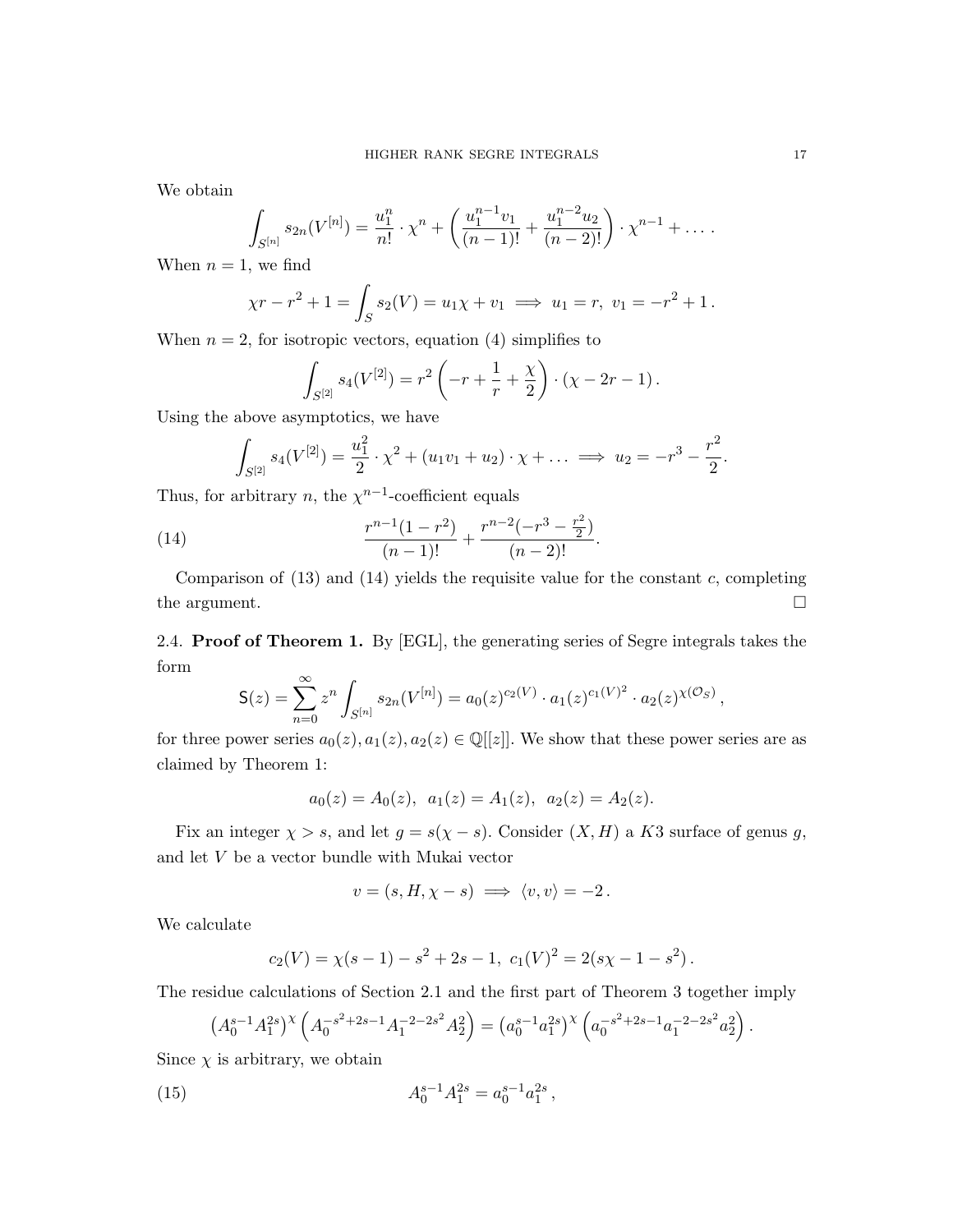We obtain

$$\int_{S^{[n]}} s_{2n}(V^{[n]}) = \frac{u_1^n}{n!} \cdot \chi^n + \left( \frac{u_1^{n-1} v_1}{(n-1)!} + \frac{u_1^{n-2} u_2}{(n-2)!} \right) \cdot \chi^{n-1} + \dots .$$

When $n = 1$, we find

$$\chi r - r^2 + 1 = \int_S s_2(V) = u_1 \chi + v_1 \implies u_1 = r, \ v_1 = -r^2 + 1 .$$

When $n = 2$, for isotropic vectors, equation (4) simplifies to

$$\int_{S^{[2]}} s_4(V^{[2]}) = r^2 \left( -r + \frac{1}{r} + \frac{\chi}{2} \right) \cdot (\chi - 2r - 1) .$$

Using the above asymptotics, we have

$$\int_{S^{[2]}} s_4(V^{[2]}) = \frac{u_1^2}{2} \cdot \chi^2 + (u_1 v_1 + u_2) \cdot \chi + \dots \implies u_2 = -r^3 - \frac{r^2}{2} .$$

Thus, for arbitrary $n$, the $\chi^{n-1}$-coefficient equals

$$\frac{r^{n-1}(1 - r^2)}{(n-1)!} + \frac{r^{n-2}(-r^3 - \frac{r^2}{2})}{(n-2)!} . \tag{14}$$

Comparison of (13) and (14) yields the requisite value for the constant $c$, completing the argument. $\square$

## 2.4. Proof of Theorem 1.

By [EGL], the generating series of Segre integrals takes the form

$$\mathsf{S}(z) = \sum_{n=0}^{\infty} z^n \int_{S^{[n]}} s_{2n}(V^{[n]}) = a_0(z)^{c_2(V)} \cdot a_1(z)^{c_1(V)^2} \cdot a_2(z)^{\chi(\mathcal{O}_S)} ,$$

for three power series $a_0(z), a_1(z), a_2(z) \in \mathbb{Q}[[z]]$. We show that these power series are as claimed by Theorem 1:

$$a_0(z) = A_0(z), \ \ a_1(z) = A_1(z), \ \ a_2(z) = A_2(z).$$

Fix an integer $\chi > s$, and let $g = s(\chi - s)$. Consider $(X, H)$ a $K3$ surface of genus $g$, and let $V$ be a vector bundle with Mukai vector

$$v = (s, H, \chi - s) \implies \langle v, v \rangle = -2 .$$

We calculate

$$c_2(V) = \chi(s-1) - s^2 + 2s - 1, \ c_1(V)^2 = 2(s\chi - 1 - s^2) .$$

The residue calculations of Section 2.1 and the first part of Theorem 3 together imply

$$\left(A_0^{s-1} A_1^{2s}\right)^{\chi} \left(A_0^{-s^2+2s-1} A_1^{-2-2s^2} A_2^2\right) = \left(a_0^{s-1} a_1^{2s}\right)^{\chi} \left(a_0^{-s^2+2s-1} a_1^{-2-2s^2} a_2^2\right) .$$

Since $\chi$ is arbitrary, we obtain

$$A_0^{s-1} A_1^{2s} = a_0^{s-1} a_1^{2s} , \tag{15}$$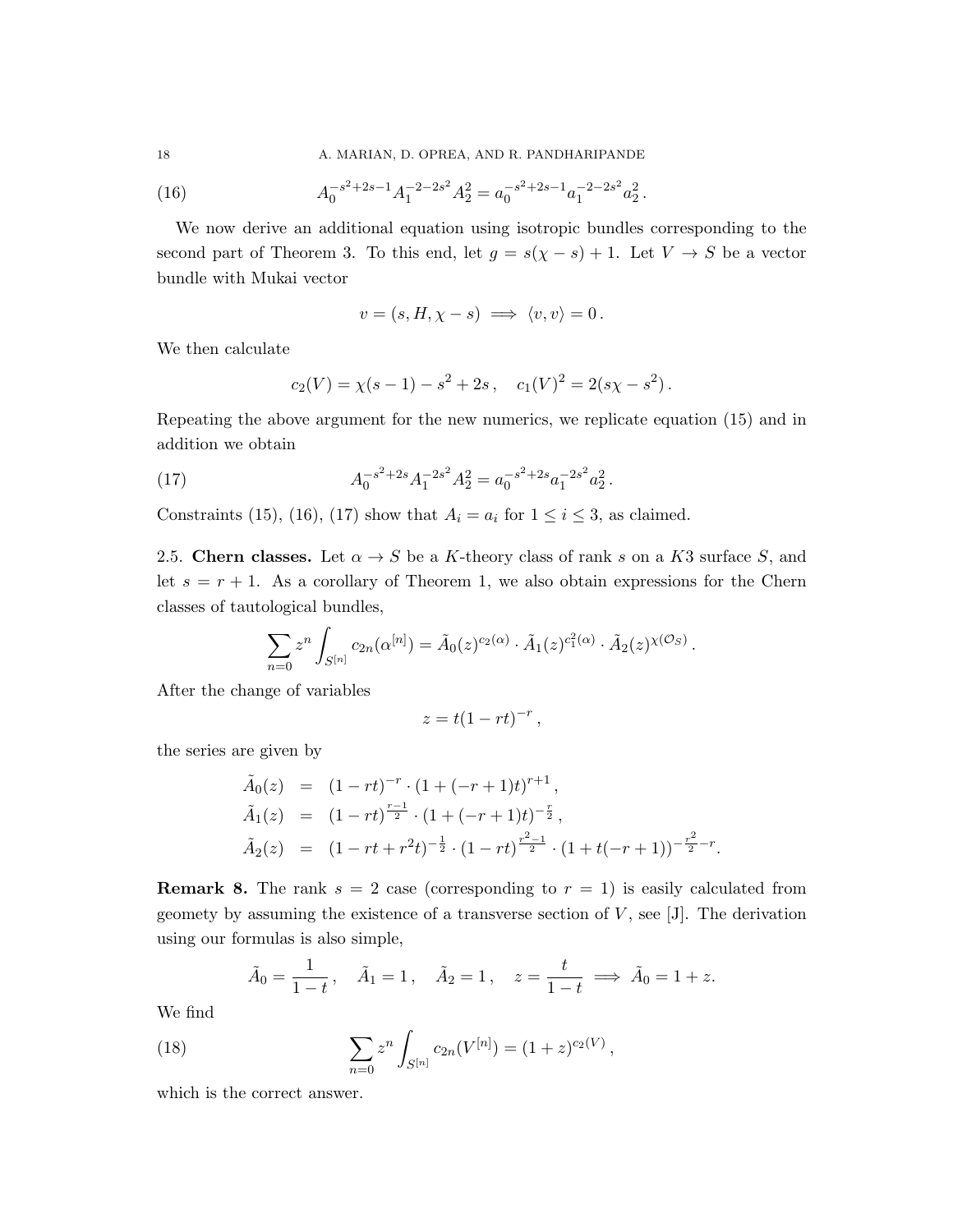$$A_0^{-s^2+2s-1} A_1^{-2-2s^2} A_2^2 = a_0^{-s^2+2s-1} a_1^{-2-2s^2} a_2^2 \,. \tag{16}$$

We now derive an additional equation using isotropic bundles corresponding to the second part of Theorem 3. To this end, let $g = s(\chi - s) + 1$. Let $V \to S$ be a vector bundle with Mukai vector

$$v = (s, H, \chi - s) \implies \langle v, v \rangle = 0 \,.$$

We then calculate

$$c_2(V) = \chi(s-1) - s^2 + 2s \,, \quad c_1(V)^2 = 2(s\chi - s^2) \,.$$

Repeating the above argument for the new numerics, we replicate equation (15) and in addition we obtain

$$A_0^{-s^2+2s} A_1^{-2s^2} A_2^2 = a_0^{-s^2+2s} a_1^{-2s^2} a_2^2 \,. \tag{17}$$

Constraints (15), (16), (17) show that $A_i = a_i$ for $1 \leq i \leq 3$, as claimed.

**2.5. Chern classes.** Let $\alpha \to S$ be a $K$-theory class of rank $s$ on a $K3$ surface $S$, and let $s = r + 1$. As a corollary of Theorem 1, we also obtain expressions for the Chern classes of tautological bundles,

$$\sum_{n=0} z^n \int_{S^{[n]}} c_{2n}(\alpha^{[n]}) = \tilde{A}_0(z)^{c_2(\alpha)} \cdot \tilde{A}_1(z)^{c_1^2(\alpha)} \cdot \tilde{A}_2(z)^{\chi(\mathcal{O}_S)} \,.$$

After the change of variables

$$z = t(1 - rt)^{-r} \,,$$

the series are given by

$$\begin{aligned}
\tilde{A}_0(z) &= (1 - rt)^{-r} \cdot (1 + (-r + 1)t)^{r+1} \,, \\
\tilde{A}_1(z) &= (1 - rt)^{\frac{r-1}{2}} \cdot (1 + (-r + 1)t)^{-\frac{r}{2}} \,, \\
\tilde{A}_2(z) &= (1 - rt + r^2 t)^{-\frac{1}{2}} \cdot (1 - rt)^{\frac{r^2-1}{2}} \cdot (1 + t(-r + 1))^{-\frac{r^2}{2} - r}.
\end{aligned}$$

**Remark 8.** The rank $s = 2$ case (corresponding to $r = 1$) is easily calculated from geomety by assuming the existence of a transverse section of $V$, see [J]. The derivation using our formulas is also simple,

$$\tilde{A}_0 = \frac{1}{1-t} \,, \quad \tilde{A}_1 = 1 \,, \quad \tilde{A}_2 = 1 \,, \quad z = \frac{t}{1-t} \implies \tilde{A}_0 = 1 + z.$$

We find

$$\sum_{n=0} z^n \int_{S^{[n]}} c_{2n}(V^{[n]}) = (1 + z)^{c_2(V)} \,, \tag{18}$$

which is the correct answer.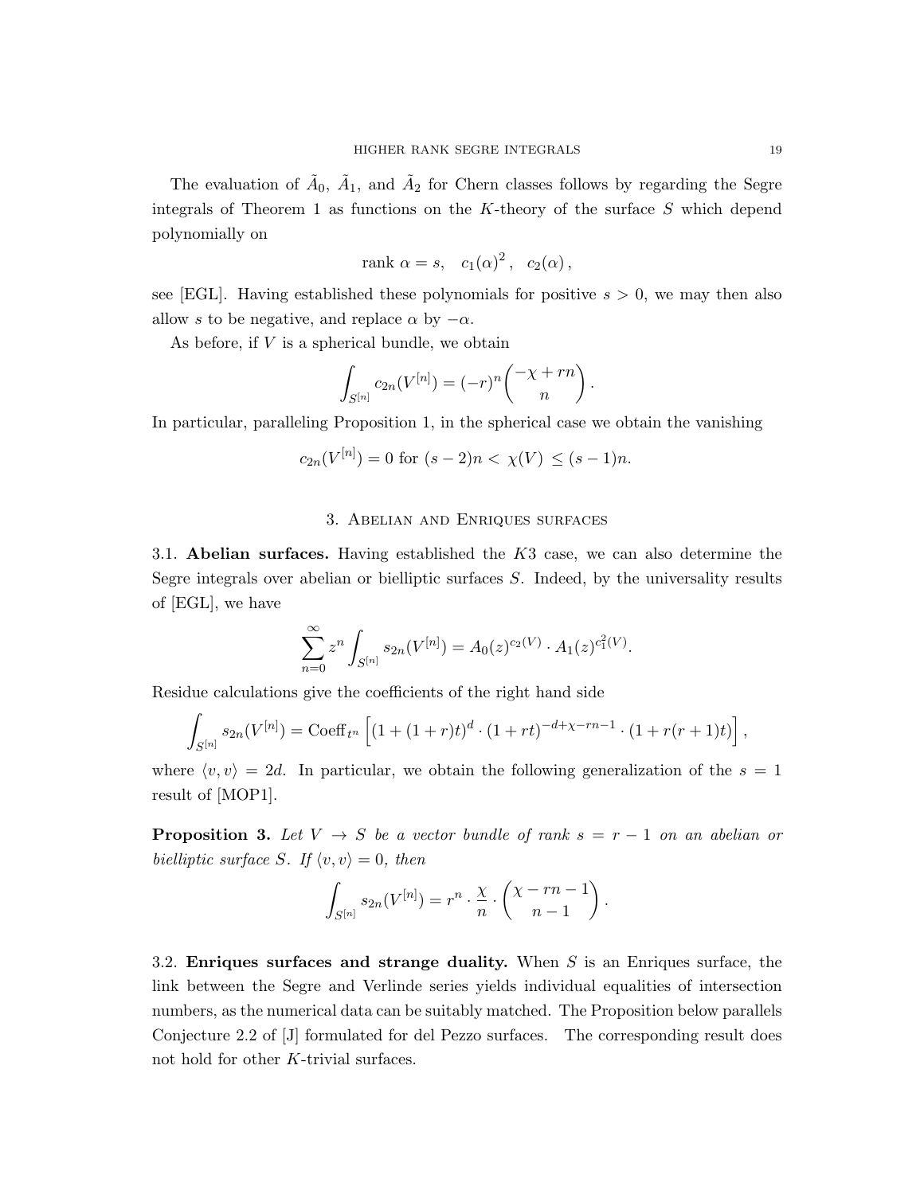The evaluation of $\tilde{A}_0$, $\tilde{A}_1$, and $\tilde{A}_2$ for Chern classes follows by regarding the Segre integrals of Theorem 1 as functions on the $K$-theory of the surface $S$ which depend polynomially on

$$\text{rank } \alpha = s, \quad c_1(\alpha)^2, \quad c_2(\alpha),$$

see [EGL]. Having established these polynomials for positive $s > 0$, we may then also allow $s$ to be negative, and replace $\alpha$ by $-\alpha$.

As before, if $V$ is a spherical bundle, we obtain

$$\int_{S^{[n]}} c_{2n}(V^{[n]}) = (-r)^n \binom{-\chi + rn}{n}.$$

In particular, paralleling Proposition 1, in the spherical case we obtain the vanishing

$$c_{2n}(V^{[n]}) = 0 \text{ for } (s-2)n < \chi(V) \leq (s-1)n.$$

## 3. Abelian and Enriques surfaces

**3.1. Abelian surfaces.** Having established the $K3$ case, we can also determine the Segre integrals over abelian or bielliptic surfaces $S$. Indeed, by the universality results of [EGL], we have

$$\sum_{n=0}^{\infty} z^n \int_{S^{[n]}} s_{2n}(V^{[n]}) = A_0(z)^{c_2(V)} \cdot A_1(z)^{c_1^2(V)}.$$

Residue calculations give the coefficients of the right hand side

$$\int_{S^{[n]}} s_{2n}(V^{[n]}) = \text{Coeff}_{t^n} \left[ (1 + (1+r)t)^d \cdot (1+rt)^{-d+\chi-rn-1} \cdot (1 + r(r+1)t) \right],$$

where $\langle v, v \rangle = 2d$. In particular, we obtain the following generalization of the $s = 1$ result of [MOP1].

**Proposition 3.** *Let $V \to S$ be a vector bundle of rank $s = r - 1$ on an abelian or bielliptic surface $S$. If $\langle v, v \rangle = 0$, then*

$$\int_{S^{[n]}} s_{2n}(V^{[n]}) = r^n \cdot \frac{\chi}{n} \cdot \binom{\chi - rn - 1}{n-1}.$$

**3.2. Enriques surfaces and strange duality.** When $S$ is an Enriques surface, the link between the Segre and Verlinde series yields individual equalities of intersection numbers, as the numerical data can be suitably matched. The Proposition below parallels Conjecture 2.2 of [J] formulated for del Pezzo surfaces. The corresponding result does not hold for other $K$-trivial surfaces.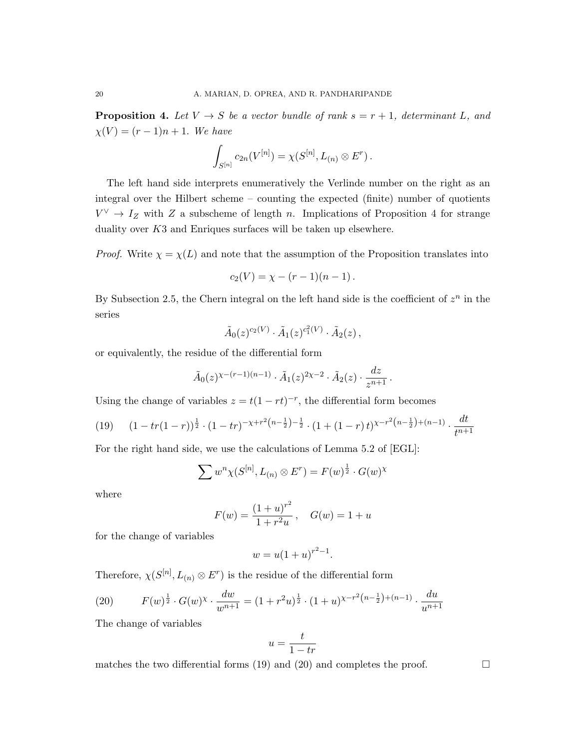**Proposition 4.** *Let $V \to S$ be a vector bundle of rank $s = r+1$, determinant $L$, and $\chi(V) = (r-1)n + 1$. We have*

$$\int_{S^{[n]}} c_{2n}(V^{[n]}) = \chi(S^{[n]}, L_{(n)} \otimes E^r)\,.$$

The left hand side interprets enumeratively the Verlinde number on the right as an integral over the Hilbert scheme – counting the expected (finite) number of quotients $V^\vee \to I_Z$ with $Z$ a subscheme of length $n$. Implications of Proposition 4 for strange duality over $K3$ and Enriques surfaces will be taken up elsewhere.

*Proof.* Write $\chi = \chi(L)$ and note that the assumption of the Proposition translates into

$$c_2(V) = \chi - (r-1)(n-1)\,.$$

By Subsection 2.5, the Chern integral on the left hand side is the coefficient of $z^n$ in the series

$$\tilde{A}_0(z)^{c_2(V)} \cdot \tilde{A}_1(z)^{c_1^2(V)} \cdot \tilde{A}_2(z)\,,$$

or equivalently, the residue of the differential form

$$\tilde{A}_0(z)^{\chi-(r-1)(n-1)} \cdot \tilde{A}_1(z)^{2\chi-2} \cdot \tilde{A}_2(z) \cdot \frac{dz}{z^{n+1}}\,.$$

Using the change of variables $z = t(1-rt)^{-r}$, the differential form becomes

$$(1 - tr(1-r))^{\frac{1}{2}} \cdot (1-tr)^{-\chi + r^2\left(n-\frac{1}{2}\right) - \frac{1}{2}} \cdot (1 + (1-r)\,t)^{\chi - r^2\left(n - \frac{1}{2}\right) + (n-1)} \cdot \frac{dt}{t^{n+1}} \tag{19}$$

For the right hand side, we use the calculations of Lemma 5.2 of [EGL]:

$$\sum w^n \chi(S^{[n]}, L_{(n)} \otimes E^r) = F(w)^{\frac{1}{2}} \cdot G(w)^{\chi}$$

where

$$F(w) = \frac{(1+u)^{r^2}}{1 + r^2 u}\,, \quad G(w) = 1 + u$$

for the change of variables

$$w = u(1+u)^{r^2-1}.$$

Therefore, $\chi(S^{[n]}, L_{(n)} \otimes E^r)$ is the residue of the differential form

$$F(w)^{\frac{1}{2}} \cdot G(w)^{\chi} \cdot \frac{dw}{w^{n+1}} = (1 + r^2 u)^{\frac{1}{2}} \cdot (1+u)^{\chi - r^2\left(n-\frac{1}{2}\right) + (n-1)} \cdot \frac{du}{u^{n+1}} \tag{20}$$

The change of variables

$$u = \frac{t}{1 - tr}$$

matches the two differential forms (19) and (20) and completes the proof. $\square$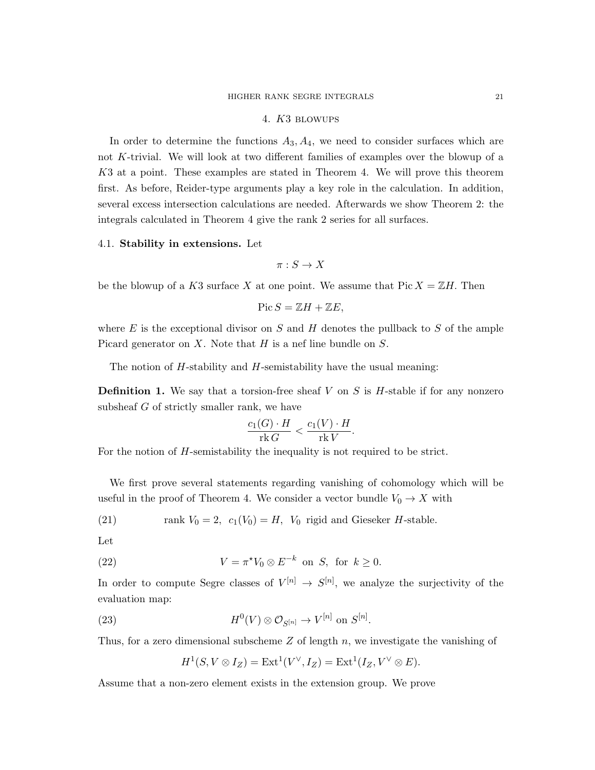## 4. $K3$ blowups

In order to determine the functions $A_3, A_4$, we need to consider surfaces which are not $K$-trivial. We will look at two different families of examples over the blowup of a $K3$ at a point. These examples are stated in Theorem 4. We will prove this theorem first. As before, Reider-type arguments play a key role in the calculation. In addition, several excess intersection calculations are needed. Afterwards we show Theorem 2: the integrals calculated in Theorem 4 give the rank 2 series for all surfaces.

### 4.1. Stability in extensions.

Let

$$\pi : S \to X$$

be the blowup of a $K3$ surface $X$ at one point. We assume that $\operatorname{Pic} X = \mathbb{Z}H$. Then

$$\operatorname{Pic} S = \mathbb{Z}H + \mathbb{Z}E,$$

where $E$ is the exceptional divisor on $S$ and $H$ denotes the pullback to $S$ of the ample Picard generator on $X$. Note that $H$ is a nef line bundle on $S$.

The notion of $H$-stability and $H$-semistability have the usual meaning:

**Definition 1.** We say that a torsion-free sheaf $V$ on $S$ is $H$-stable if for any nonzero subsheaf $G$ of strictly smaller rank, we have

$$\frac{c_1(G) \cdot H}{\operatorname{rk} G} < \frac{c_1(V) \cdot H}{\operatorname{rk} V}.$$

For the notion of $H$-semistability the inequality is not required to be strict.

We first prove several statements regarding vanishing of cohomology which will be useful in the proof of Theorem 4. We consider a vector bundle $V_0 \to X$ with

$$\text{rank } V_0 = 2, \;\; c_1(V_0) = H, \;\; V_0 \text{ rigid and Gieseker } H\text{-stable.} \tag{21}$$

Let

$$V = \pi^\star V_0 \otimes E^{-k} \text{ on } S, \text{ for } k \geq 0. \tag{22}$$

In order to compute Segre classes of $V^{[n]} \to S^{[n]}$, we analyze the surjectivity of the evaluation map:

$$H^0(V) \otimes \mathcal{O}_{S^{[n]}} \to V^{[n]} \text{ on } S^{[n]}. \tag{23}$$

Thus, for a zero dimensional subscheme $Z$ of length $n$, we investigate the vanishing of

$$H^1(S, V \otimes I_Z) = \operatorname{Ext}^1(V^\vee, I_Z) = \operatorname{Ext}^1(I_Z, V^\vee \otimes E).$$

Assume that a non-zero element exists in the extension group. We prove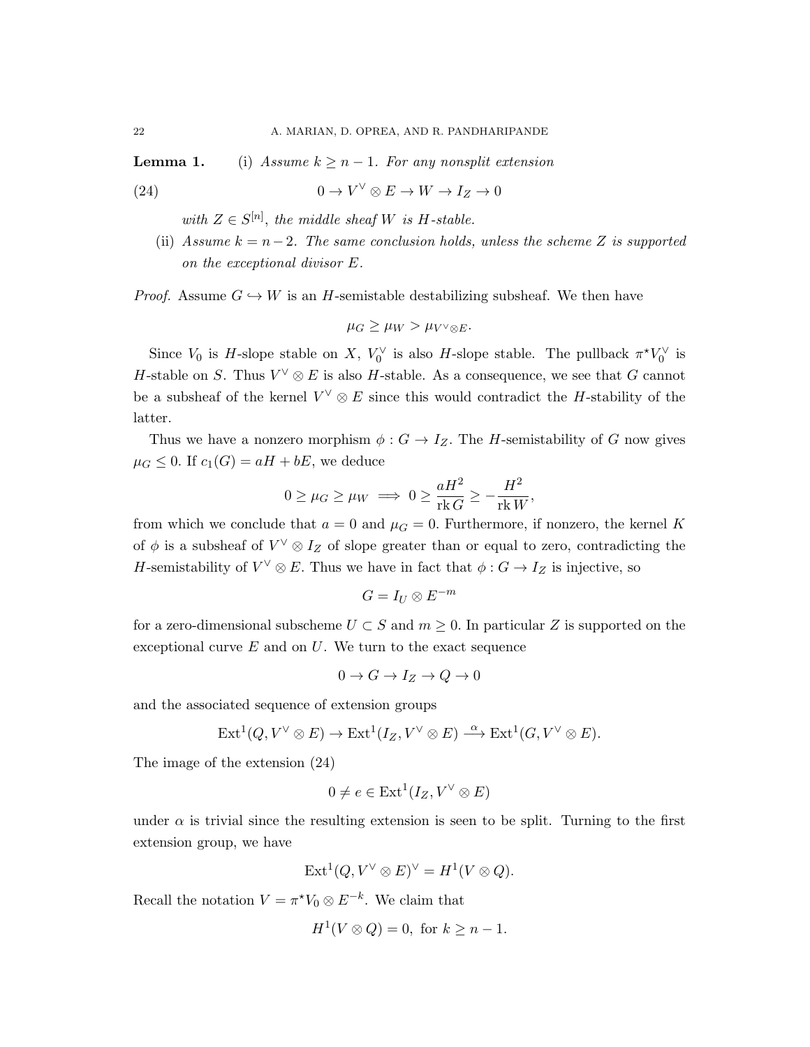**Lemma 1.** (i) *Assume $k \geq n-1$. For any nonsplit extension*

$$0 \to V^\vee \otimes E \to W \to I_Z \to 0 \tag{24}$$

*with $Z \in S^{[n]}$, the middle sheaf $W$ is $H$-stable.*

(ii) *Assume $k = n-2$. The same conclusion holds, unless the scheme $Z$ is supported on the exceptional divisor $E$.*

*Proof.* Assume $G \hookrightarrow W$ is an $H$-semistable destabilizing subsheaf. We then have

$$\mu_G \geq \mu_W > \mu_{V^\vee \otimes E}.$$

Since $V_0$ is $H$-slope stable on $X$, $V_0^\vee$ is also $H$-slope stable. The pullback $\pi^\star V_0^\vee$ is $H$-stable on $S$. Thus $V^\vee \otimes E$ is also $H$-stable. As a consequence, we see that $G$ cannot be a subsheaf of the kernel $V^\vee \otimes E$ since this would contradict the $H$-stability of the latter.

Thus we have a nonzero morphism $\phi : G \to I_Z$. The $H$-semistability of $G$ now gives $\mu_G \leq 0$. If $c_1(G) = aH + bE$, we deduce

$$0 \geq \mu_G \geq \mu_W \implies 0 \geq \frac{aH^2}{\operatorname{rk} G} \geq -\frac{H^2}{\operatorname{rk} W},$$

from which we conclude that $a = 0$ and $\mu_G = 0$. Furthermore, if nonzero, the kernel $K$ of $\phi$ is a subsheaf of $V^\vee \otimes I_Z$ of slope greater than or equal to zero, contradicting the $H$-semistability of $V^\vee \otimes E$. Thus we have in fact that $\phi : G \to I_Z$ is injective, so

$$G = I_U \otimes E^{-m}$$

for a zero-dimensional subscheme $U \subset S$ and $m \geq 0$. In particular $Z$ is supported on the exceptional curve $E$ and on $U$. We turn to the exact sequence

$$0 \to G \to I_Z \to Q \to 0$$

and the associated sequence of extension groups

$$\operatorname{Ext}^1(Q, V^\vee \otimes E) \to \operatorname{Ext}^1(I_Z, V^\vee \otimes E) \xrightarrow{\alpha} \operatorname{Ext}^1(G, V^\vee \otimes E).$$

The image of the extension (24)

$$0 \neq e \in \operatorname{Ext}^1(I_Z, V^\vee \otimes E)$$

under $\alpha$ is trivial since the resulting extension is seen to be split. Turning to the first extension group, we have

$$\operatorname{Ext}^1(Q, V^\vee \otimes E)^\vee = H^1(V \otimes Q).$$

Recall the notation $V = \pi^\star V_0 \otimes E^{-k}$. We claim that

$$H^1(V \otimes Q) = 0, \text{ for } k \geq n-1.$$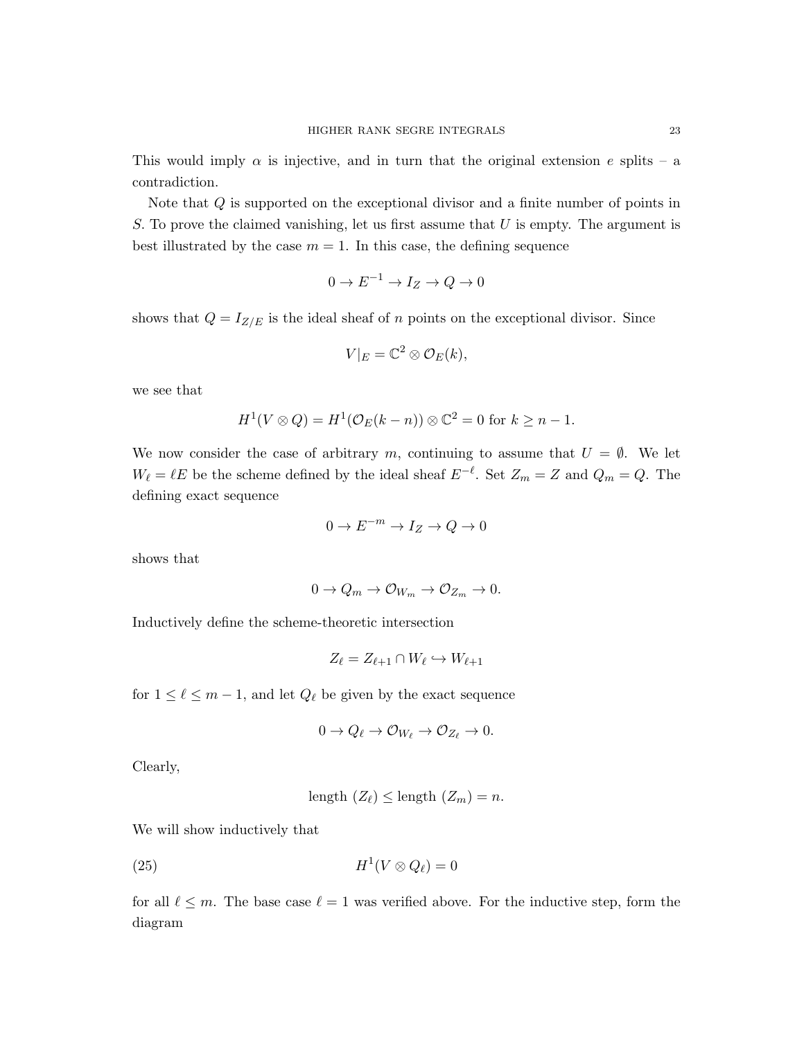This would imply $\alpha$ is injective, and in turn that the original extension $e$ splits – a contradiction.

Note that $Q$ is supported on the exceptional divisor and a finite number of points in $S$. To prove the claimed vanishing, let us first assume that $U$ is empty. The argument is best illustrated by the case $m = 1$. In this case, the defining sequence

$$0 \to E^{-1} \to I_Z \to Q \to 0$$

shows that $Q = I_{Z/E}$ is the ideal sheaf of $n$ points on the exceptional divisor. Since

$$V|_E = \mathbb{C}^2 \otimes \mathcal{O}_E(k),$$

we see that

$$H^1(V \otimes Q) = H^1(\mathcal{O}_E(k-n)) \otimes \mathbb{C}^2 = 0 \text{ for } k \geq n-1.$$

We now consider the case of arbitrary $m$, continuing to assume that $U = \emptyset$. We let $W_\ell = \ell E$ be the scheme defined by the ideal sheaf $E^{-\ell}$. Set $Z_m = Z$ and $Q_m = Q$. The defining exact sequence

$$0 \to E^{-m} \to I_Z \to Q \to 0$$

shows that

$$0 \to Q_m \to \mathcal{O}_{W_m} \to \mathcal{O}_{Z_m} \to 0.$$

Inductively define the scheme-theoretic intersection

$$Z_\ell = Z_{\ell+1} \cap W_\ell \hookrightarrow W_{\ell+1}$$

for $1 \leq \ell \leq m-1$, and let $Q_\ell$ be given by the exact sequence

$$0 \to Q_\ell \to \mathcal{O}_{W_\ell} \to \mathcal{O}_{Z_\ell} \to 0.$$

Clearly,

$$\text{length } (Z_\ell) \leq \text{length } (Z_m) = n.$$

We will show inductively that

$$H^1(V \otimes Q_\ell) = 0 \tag{25}$$

for all $\ell \leq m$. The base case $\ell = 1$ was verified above. For the inductive step, form the diagram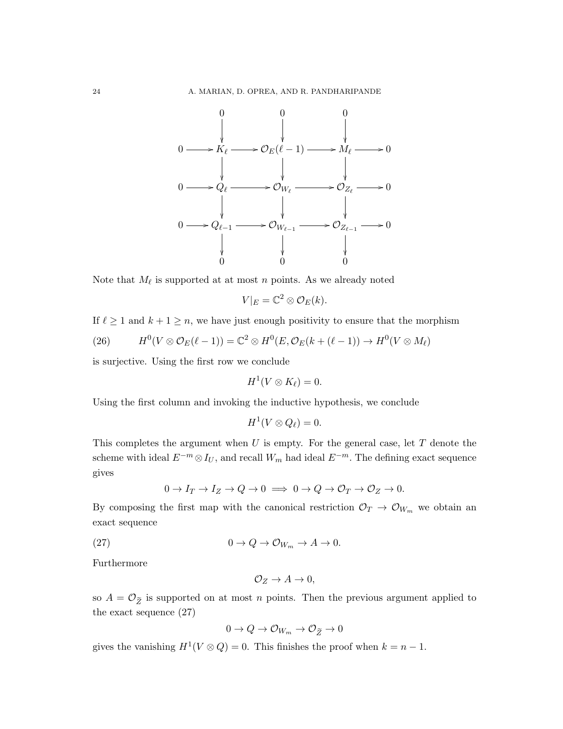$$
\begin{array}{ccccccccc}
 & & 0 & & 0 & & 0 & & \\
 & & \downarrow & & \downarrow & & \downarrow & & \\
0 & \longrightarrow & K_\ell & \longrightarrow & \mathcal{O}_E(\ell-1) & \longrightarrow & M_\ell & \longrightarrow & 0 \\
 & & \downarrow & & \downarrow & & \downarrow & & \\
0 & \longrightarrow & Q_\ell & \longrightarrow & \mathcal{O}_{W_\ell} & \longrightarrow & \mathcal{O}_{Z_\ell} & \longrightarrow & 0 \\
 & & \downarrow & & \downarrow & & \downarrow & & \\
0 & \longrightarrow & Q_{\ell-1} & \longrightarrow & \mathcal{O}_{W_{\ell-1}} & \longrightarrow & \mathcal{O}_{Z_{\ell-1}} & \longrightarrow & 0 \\
 & & \downarrow & & \downarrow & & \downarrow & & \\
 & & 0 & & 0 & & 0 & &
\end{array}
$$

Note that $M_\ell$ is supported at at most $n$ points. As we already noted

$$V|_E = \mathbb{C}^2 \otimes \mathcal{O}_E(k).$$

If $\ell \geq 1$ and $k + 1 \geq n$, we have just enough positivity to ensure that the morphism

$$H^0(V \otimes \mathcal{O}_E(\ell - 1)) = \mathbb{C}^2 \otimes H^0(E, \mathcal{O}_E(k + (\ell - 1)) \to H^0(V \otimes M_\ell) \tag{26}$$

is surjective. Using the first row we conclude

$$H^1(V \otimes K_\ell) = 0.$$

Using the first column and invoking the inductive hypothesis, we conclude

$$H^1(V \otimes Q_\ell) = 0.$$

This completes the argument when $U$ is empty. For the general case, let $T$ denote the scheme with ideal $E^{-m} \otimes I_U$, and recall $W_m$ had ideal $E^{-m}$. The defining exact sequence gives

$$0 \to I_T \to I_Z \to Q \to 0 \implies 0 \to Q \to \mathcal{O}_T \to \mathcal{O}_Z \to 0.$$

By composing the first map with the canonical restriction $\mathcal{O}_T \to \mathcal{O}_{W_m}$ we obtain an exact sequence

$$0 \to Q \to \mathcal{O}_{W_m} \to A \to 0. \tag{27}$$

Furthermore

$$\mathcal{O}_Z \to A \to 0,$$

so $A = \mathcal{O}_{\widetilde{Z}}$ is supported on at most $n$ points. Then the previous argument applied to the exact sequence (27)

$$0 \to Q \to \mathcal{O}_{W_m} \to \mathcal{O}_{\widetilde{Z}} \to 0$$

gives the vanishing $H^1(V \otimes Q) = 0$. This finishes the proof when $k = n - 1$.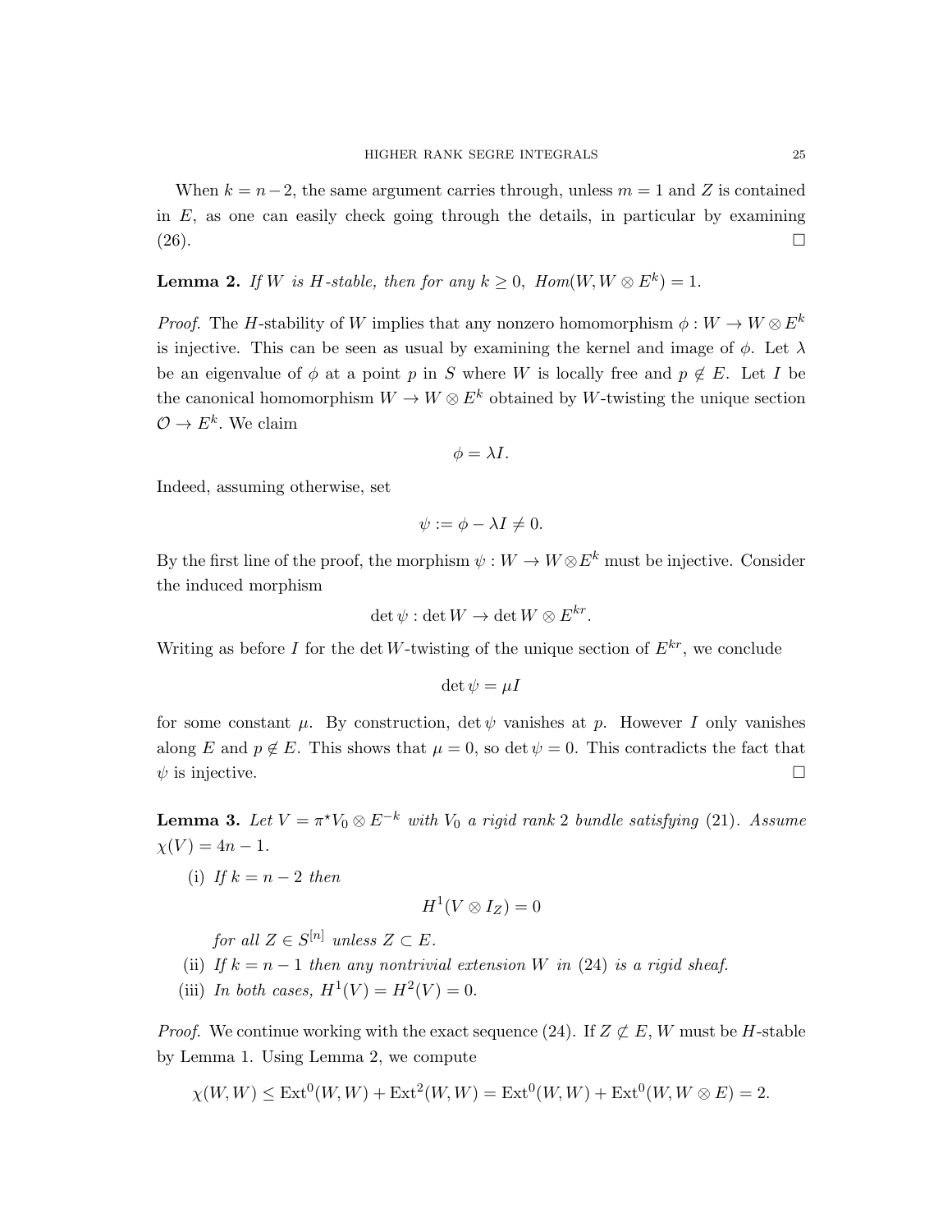When $k = n-2$, the same argument carries through, unless $m = 1$ and $Z$ is contained in $E$, as one can easily check going through the details, in particular by examining (26). $\square$

**Lemma 2.** *If $W$ is $H$-stable, then for any $k \geq 0$, $Hom(W, W \otimes E^k) = 1$.*

*Proof.* The $H$-stability of $W$ implies that any nonzero homomorphism $\phi : W \to W \otimes E^k$ is injective. This can be seen as usual by examining the kernel and image of $\phi$. Let $\lambda$ be an eigenvalue of $\phi$ at a point $p$ in $S$ where $W$ is locally free and $p \notin E$. Let $I$ be the canonical homomorphism $W \to W \otimes E^k$ obtained by $W$-twisting the unique section $\mathcal{O} \to E^k$. We claim

$$\phi = \lambda I.$$

Indeed, assuming otherwise, set

$$\psi := \phi - \lambda I \neq 0.$$

By the first line of the proof, the morphism $\psi : W \to W \otimes E^k$ must be injective. Consider the induced morphism

$$\det \psi : \det W \to \det W \otimes E^{kr}.$$

Writing as before $I$ for the $\det W$-twisting of the unique section of $E^{kr}$, we conclude

$$\det \psi = \mu I$$

for some constant $\mu$. By construction, $\det \psi$ vanishes at $p$. However $I$ only vanishes along $E$ and $p \notin E$. This shows that $\mu = 0$, so $\det \psi = 0$. This contradicts the fact that $\psi$ is injective. $\square$

**Lemma 3.** *Let $V = \pi^\star V_0 \otimes E^{-k}$ with $V_0$ a rigid rank 2 bundle satisfying (21). Assume $\chi(V) = 4n - 1$.*

(i) *If $k = n-2$ then*

$$H^1(V \otimes I_Z) = 0$$

*for all $Z \in S^{[n]}$ unless $Z \subset E$.*

(ii) *If $k = n-1$ then any nontrivial extension $W$ in (24) is a rigid sheaf.*

(iii) *In both cases, $H^1(V) = H^2(V) = 0$.*

*Proof.* We continue working with the exact sequence (24). If $Z \not\subset E$, $W$ must be $H$-stable by Lemma 1. Using Lemma 2, we compute

$$\chi(W, W) \leq \mathrm{Ext}^0(W, W) + \mathrm{Ext}^2(W, W) = \mathrm{Ext}^0(W, W) + \mathrm{Ext}^0(W, W \otimes E) = 2.$$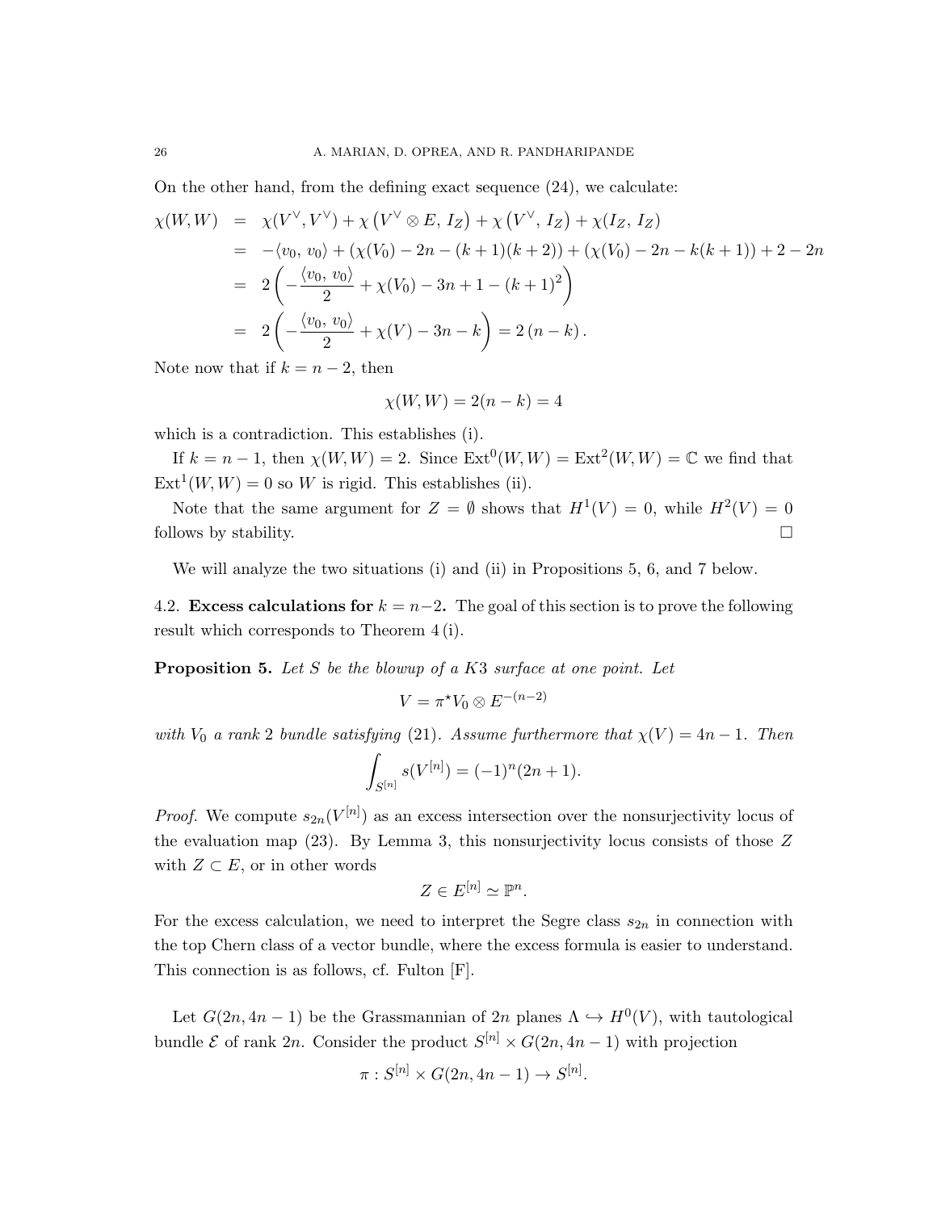On the other hand, from the defining exact sequence (24), we calculate:

$$
\begin{aligned}
\chi(W,W) &= \chi(V^\vee, V^\vee) + \chi\left(V^\vee \otimes E,\, I_Z\right) + \chi\left(V^\vee,\, I_Z\right) + \chi(I_Z,\, I_Z) \\
&= -\langle v_0,\, v_0\rangle + (\chi(V_0) - 2n - (k+1)(k+2)) + (\chi(V_0) - 2n - k(k+1)) + 2 - 2n \\
&= 2\left(-\frac{\langle v_0,\, v_0\rangle}{2} + \chi(V_0) - 3n + 1 - (k+1)^2\right) \\
&= 2\left(-\frac{\langle v_0,\, v_0\rangle}{2} + \chi(V) - 3n - k\right) = 2\,(n-k)\,.
\end{aligned}
$$

Note now that if $k = n-2$, then

$$\chi(W,W) = 2(n-k) = 4$$

which is a contradiction. This establishes (i).

If $k = n-1$, then $\chi(W,W) = 2$. Since $\mathrm{Ext}^0(W,W) = \mathrm{Ext}^2(W,W) = \mathbb{C}$ we find that $\mathrm{Ext}^1(W,W) = 0$ so $W$ is rigid. This establishes (ii).

Note that the same argument for $Z = \emptyset$ shows that $H^1(V) = 0$, while $H^2(V) = 0$ follows by stability. $\square$

We will analyze the two situations (i) and (ii) in Propositions 5, 6, and 7 below.

## 4.2. Excess calculations for $k = n-2$.

The goal of this section is to prove the following result which corresponds to Theorem 4 (i).

**Proposition 5.** *Let $S$ be the blowup of a K3 surface at one point. Let*

$$V = \pi^\star V_0 \otimes E^{-(n-2)}$$

*with $V_0$ a rank 2 bundle satisfying (21). Assume furthermore that $\chi(V) = 4n-1$. Then*

$$\int_{S^{[n]}} s(V^{[n]}) = (-1)^n(2n+1).$$

*Proof.* We compute $s_{2n}(V^{[n]})$ as an excess intersection over the nonsurjectivity locus of the evaluation map (23). By Lemma 3, this nonsurjectivity locus consists of those $Z$ with $Z \subset E$, or in other words

$$Z \in E^{[n]} \simeq \mathbb{P}^n.$$

For the excess calculation, we need to interpret the Segre class $s_{2n}$ in connection with the top Chern class of a vector bundle, where the excess formula is easier to understand. This connection is as follows, cf. Fulton [F].

Let $G(2n, 4n-1)$ be the Grassmannian of $2n$ planes $\Lambda \hookrightarrow H^0(V)$, with tautological bundle $\mathcal{E}$ of rank $2n$. Consider the product $S^{[n]} \times G(2n, 4n-1)$ with projection

$$\pi : S^{[n]} \times G(2n, 4n-1) \to S^{[n]}.$$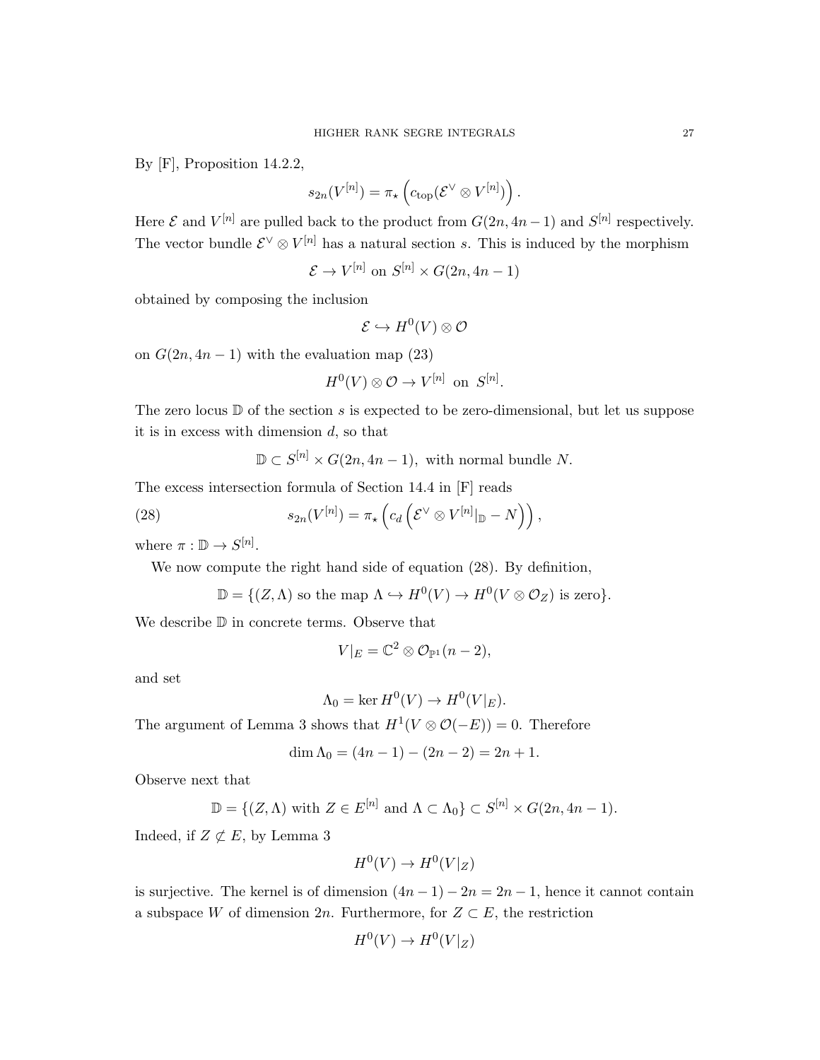By [F], Proposition 14.2.2,

$$s_{2n}(V^{[n]}) = \pi_\star \left( c_{\mathrm{top}}(\mathcal{E}^\vee \otimes V^{[n]}) \right).$$

Here $\mathcal{E}$ and $V^{[n]}$ are pulled back to the product from $G(2n, 4n-1)$ and $S^{[n]}$ respectively. The vector bundle $\mathcal{E}^\vee \otimes V^{[n]}$ has a natural section $s$. This is induced by the morphism

$$\mathcal{E} \to V^{[n]} \text{ on } S^{[n]} \times G(2n, 4n-1)$$

obtained by composing the inclusion

$$\mathcal{E} \hookrightarrow H^0(V) \otimes \mathcal{O}$$

on $G(2n, 4n-1)$ with the evaluation map (23)

$$H^0(V) \otimes \mathcal{O} \to V^{[n]} \text{ on } S^{[n]}.$$

The zero locus $\mathbb{D}$ of the section $s$ is expected to be zero-dimensional, but let us suppose it is in excess with dimension $d$, so that

$$\mathbb{D} \subset S^{[n]} \times G(2n, 4n-1), \text{ with normal bundle } N.$$

The excess intersection formula of Section 14.4 in [F] reads

$$s_{2n}(V^{[n]}) = \pi_\star \left( c_d \left( \mathcal{E}^\vee \otimes V^{[n]}|_{\mathbb{D}} - N \right) \right), \tag{28}$$

where $\pi : \mathbb{D} \to S^{[n]}$.

We now compute the right hand side of equation (28). By definition,

$$\mathbb{D} = \{(Z, \Lambda) \text{ so the map } \Lambda \hookrightarrow H^0(V) \to H^0(V \otimes \mathcal{O}_Z) \text{ is zero}\}.$$

We describe $\mathbb{D}$ in concrete terms. Observe that

$$V|_E = \mathbb{C}^2 \otimes \mathcal{O}_{\mathbb{P}^1}(n-2),$$

and set

$$\Lambda_0 = \ker H^0(V) \to H^0(V|_E).$$

The argument of Lemma 3 shows that $H^1(V \otimes \mathcal{O}(-E)) = 0$. Therefore

$$\dim \Lambda_0 = (4n-1) - (2n-2) = 2n+1.$$

Observe next that

$$\mathbb{D} = \{(Z, \Lambda) \text{ with } Z \in E^{[n]} \text{ and } \Lambda \subset \Lambda_0\} \subset S^{[n]} \times G(2n, 4n-1).$$

Indeed, if $Z \not\subset E$, by Lemma 3

$$H^0(V) \to H^0(V|_Z)$$

is surjective. The kernel is of dimension $(4n-1) - 2n = 2n-1$, hence it cannot contain a subspace $W$ of dimension $2n$. Furthermore, for $Z \subset E$, the restriction

$$H^0(V) \to H^0(V|_Z)$$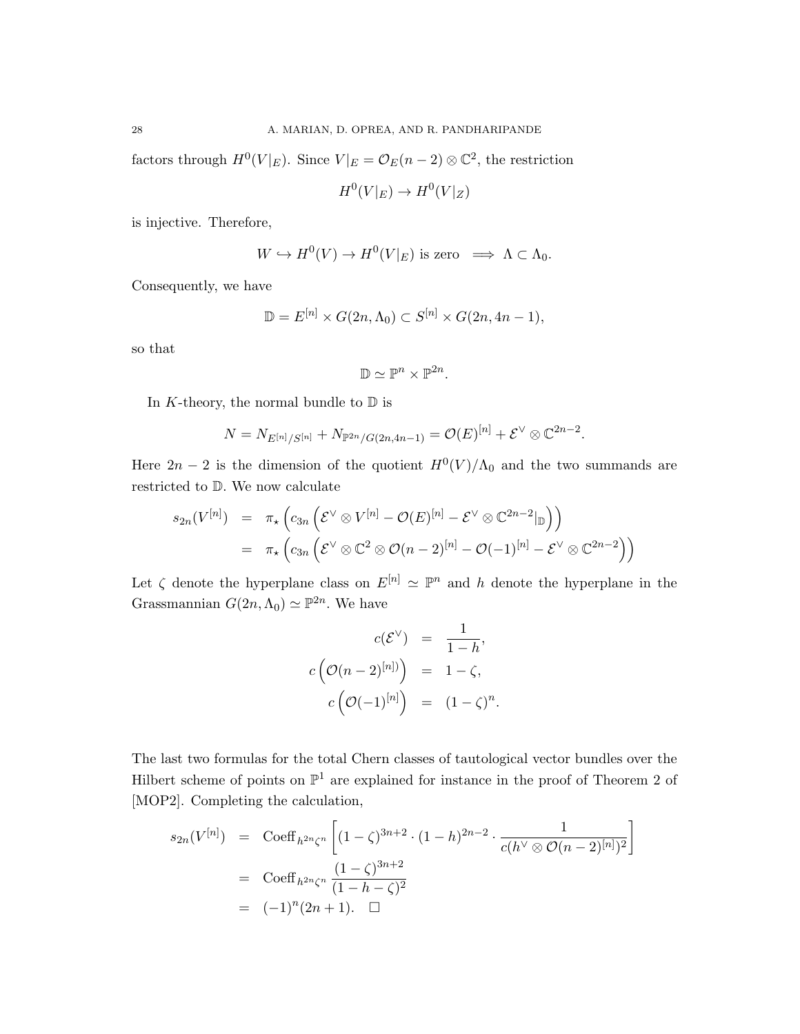factors through $H^0(V|_E)$. Since $V|_E = \mathcal{O}_E(n-2) \otimes \mathbb{C}^2$, the restriction

$$H^0(V|_E) \to H^0(V|_Z)$$

is injective. Therefore,

$$W \hookrightarrow H^0(V) \to H^0(V|_E) \text{ is zero } \implies \Lambda \subset \Lambda_0.$$

Consequently, we have

$$\mathbb{D} = E^{[n]} \times G(2n, \Lambda_0) \subset S^{[n]} \times G(2n, 4n-1),$$

so that

$$\mathbb{D} \simeq \mathbb{P}^n \times \mathbb{P}^{2n}.$$

In $K$-theory, the normal bundle to $\mathbb{D}$ is

$$N = N_{E^{[n]}/S^{[n]}} + N_{\mathbb{P}^{2n}/G(2n,4n-1)} = \mathcal{O}(E)^{[n]} + \mathcal{E}^\vee \otimes \mathbb{C}^{2n-2}.$$

Here $2n-2$ is the dimension of the quotient $H^0(V)/\Lambda_0$ and the two summands are restricted to $\mathbb{D}$. We now calculate

$$\begin{aligned}
s_{2n}(V^{[n]}) &= \pi_\star\left(c_{3n}\left(\mathcal{E}^\vee \otimes V^{[n]} - \mathcal{O}(E)^{[n]} - \mathcal{E}^\vee \otimes \mathbb{C}^{2n-2}|_{\mathbb{D}}\right)\right) \\
&= \pi_\star\left(c_{3n}\left(\mathcal{E}^\vee \otimes \mathbb{C}^2 \otimes \mathcal{O}(n-2)^{[n]} - \mathcal{O}(-1)^{[n]} - \mathcal{E}^\vee \otimes \mathbb{C}^{2n-2}\right)\right)
\end{aligned}$$

Let $\zeta$ denote the hyperplane class on $E^{[n]} \simeq \mathbb{P}^n$ and $h$ denote the hyperplane in the Grassmannian $G(2n, \Lambda_0) \simeq \mathbb{P}^{2n}$. We have

$$\begin{aligned}
c(\mathcal{E}^\vee) &= \frac{1}{1-h}, \\
c\left(\mathcal{O}(n-2)^{[n]}\right) &= 1-\zeta, \\
c\left(\mathcal{O}(-1)^{[n]}\right) &= (1-\zeta)^n.
\end{aligned}$$

The last two formulas for the total Chern classes of tautological vector bundles over the Hilbert scheme of points on $\mathbb{P}^1$ are explained for instance in the proof of Theorem 2 of [MOP2]. Completing the calculation,

$$\begin{aligned}
s_{2n}(V^{[n]}) &= \text{Coeff}_{h^{2n}\zeta^n}\left[(1-\zeta)^{3n+2} \cdot (1-h)^{2n-2} \cdot \frac{1}{c(h^\vee \otimes \mathcal{O}(n-2)^{[n]})^2}\right] \\
&= \text{Coeff}_{h^{2n}\zeta^n} \frac{(1-\zeta)^{3n+2}}{(1-h-\zeta)^2} \\
&= (-1)^n(2n+1). \quad \square
\end{aligned}$$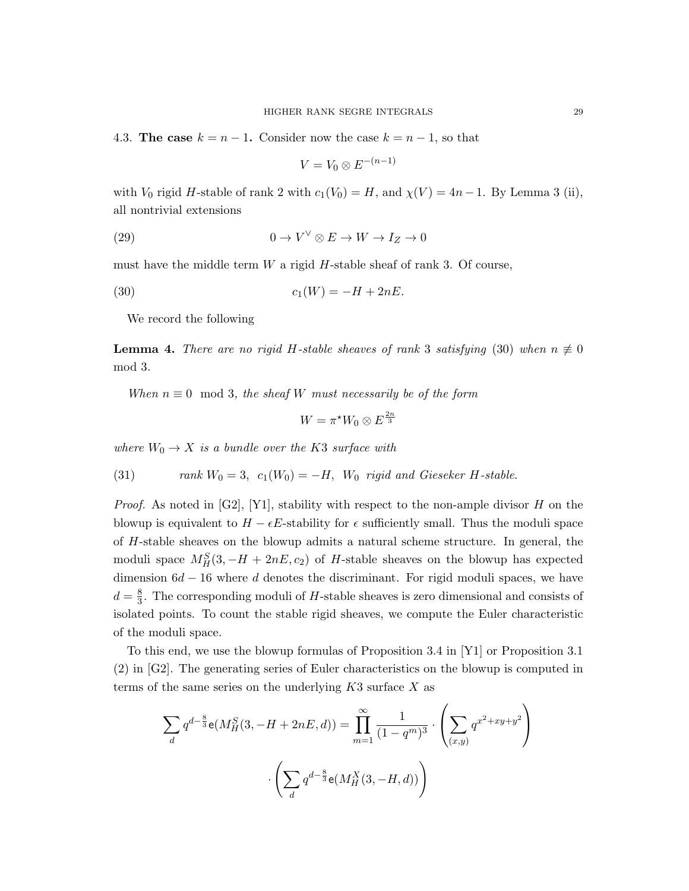4.3. **The case $k = n-1$.** Consider now the case $k = n - 1$, so that

$$V = V_0 \otimes E^{-(n-1)}$$

with $V_0$ rigid $H$-stable of rank 2 with $c_1(V_0) = H$, and $\chi(V) = 4n - 1$. By Lemma 3 (ii), all nontrivial extensions

$$0 \to V^\vee \otimes E \to W \to I_Z \to 0 \tag{29}$$

must have the middle term $W$ a rigid $H$-stable sheaf of rank 3. Of course,

$$c_1(W) = -H + 2nE. \tag{30}$$

We record the following

**Lemma 4.** *There are no rigid $H$-stable sheaves of rank 3 satisfying* (30) *when $n \not\equiv 0 \mod 3$.*

*When $n \equiv 0 \mod 3$, the sheaf $W$ must necessarily be of the form*

$$W = \pi^\star W_0 \otimes E^{\frac{2n}{3}}$$

*where $W_0 \to X$ is a bundle over the K3 surface with*

$$\text{rank } W_0 = 3, \;\; c_1(W_0) = -H, \;\; W_0 \text{ rigid and Gieseker } H\text{-stable.} \tag{31}$$

*Proof.* As noted in [G2], [Y1], stability with respect to the non-ample divisor $H$ on the blowup is equivalent to $H - \epsilon E$-stability for $\epsilon$ sufficiently small. Thus the moduli space of $H$-stable sheaves on the blowup admits a natural scheme structure. In general, the moduli space $M_H^S(3, -H + 2nE, c_2)$ of $H$-stable sheaves on the blowup has expected dimension $6d - 16$ where $d$ denotes the discriminant. For rigid moduli spaces, we have $d = \frac{8}{3}$. The corresponding moduli of $H$-stable sheaves is zero dimensional and consists of isolated points. To count the stable rigid sheaves, we compute the Euler characteristic of the moduli space.

To this end, we use the blowup formulas of Proposition 3.4 in [Y1] or Proposition 3.1 (2) in [G2]. The generating series of Euler characteristics on the blowup is computed in terms of the same series on the underlying K3 surface $X$ as

$$\sum_d q^{d - \frac{8}{3}} \mathsf{e}(M_H^S(3, -H + 2nE, d)) = \prod_{m=1}^{\infty} \frac{1}{(1-q^m)^3} \cdot \left( \sum_{(x,y)} q^{x^2 + xy + y^2} \right)$$

$$\cdot \left( \sum_d q^{d - \frac{8}{3}} \mathsf{e}(M_H^X(3, -H, d)) \right)$$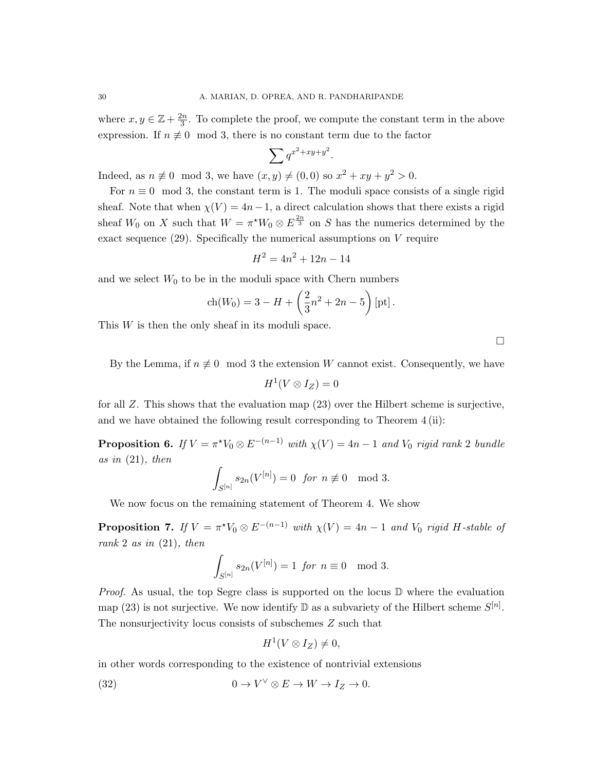where $x, y \in \mathbb{Z} + \frac{2n}{3}$. To complete the proof, we compute the constant term in the above expression. If $n \not\equiv 0 \mod 3$, there is no constant term due to the factor

$$\sum q^{x^2+xy+y^2}.$$

Indeed, as $n \not\equiv 0 \mod 3$, we have $(x, y) \neq (0, 0)$ so $x^2 + xy + y^2 > 0$.

For $n \equiv 0 \mod 3$, the constant term is 1. The moduli space consists of a single rigid sheaf. Note that when $\chi(V) = 4n - 1$, a direct calculation shows that there exists a rigid sheaf $W_0$ on $X$ such that $W = \pi^\star W_0 \otimes E^{\frac{2n}{3}}$ on $S$ has the numerics determined by the exact sequence (29). Specifically the numerical assumptions on $V$ require

$$H^2 = 4n^2 + 12n - 14$$

and we select $W_0$ to be in the moduli space with Chern numbers

$$\mathrm{ch}(W_0) = 3 - H + \left(\frac{2}{3}n^2 + 2n - 5\right)[\mathrm{pt}].$$

This $W$ is then the only sheaf in its moduli space.

$\square$

By the Lemma, if $n \not\equiv 0 \mod 3$ the extension $W$ cannot exist. Consequently, we have

$$H^1(V \otimes I_Z) = 0$$

for all $Z$. This shows that the evaluation map (23) over the Hilbert scheme is surjective, and we have obtained the following result corresponding to Theorem 4 (ii):

**Proposition 6.** *If $V = \pi^\star V_0 \otimes E^{-(n-1)}$ with $\chi(V) = 4n - 1$ and $V_0$ rigid rank 2 bundle as in (21), then*

$$\int_{S^{[n]}} s_{2n}(V^{[n]}) = 0 \ \ for \ n \not\equiv 0 \mod 3.$$

We now focus on the remaining statement of Theorem 4. We show

**Proposition 7.** *If $V = \pi^\star V_0 \otimes E^{-(n-1)}$ with $\chi(V) = 4n - 1$ and $V_0$ rigid $H$-stable of rank 2 as in (21), then*

$$\int_{S^{[n]}} s_{2n}(V^{[n]}) = 1 \ \ for \ n \equiv 0 \mod 3.$$

*Proof.* As usual, the top Segre class is supported on the locus $\mathbb{D}$ where the evaluation map (23) is not surjective. We now identify $\mathbb{D}$ as a subvariety of the Hilbert scheme $S^{[n]}$. The nonsurjectivity locus consists of subschemes $Z$ such that

$$H^1(V \otimes I_Z) \neq 0,$$

in other words corresponding to the existence of nontrivial extensions

$$0 \to V^\vee \otimes E \to W \to I_Z \to 0. \tag{32}$$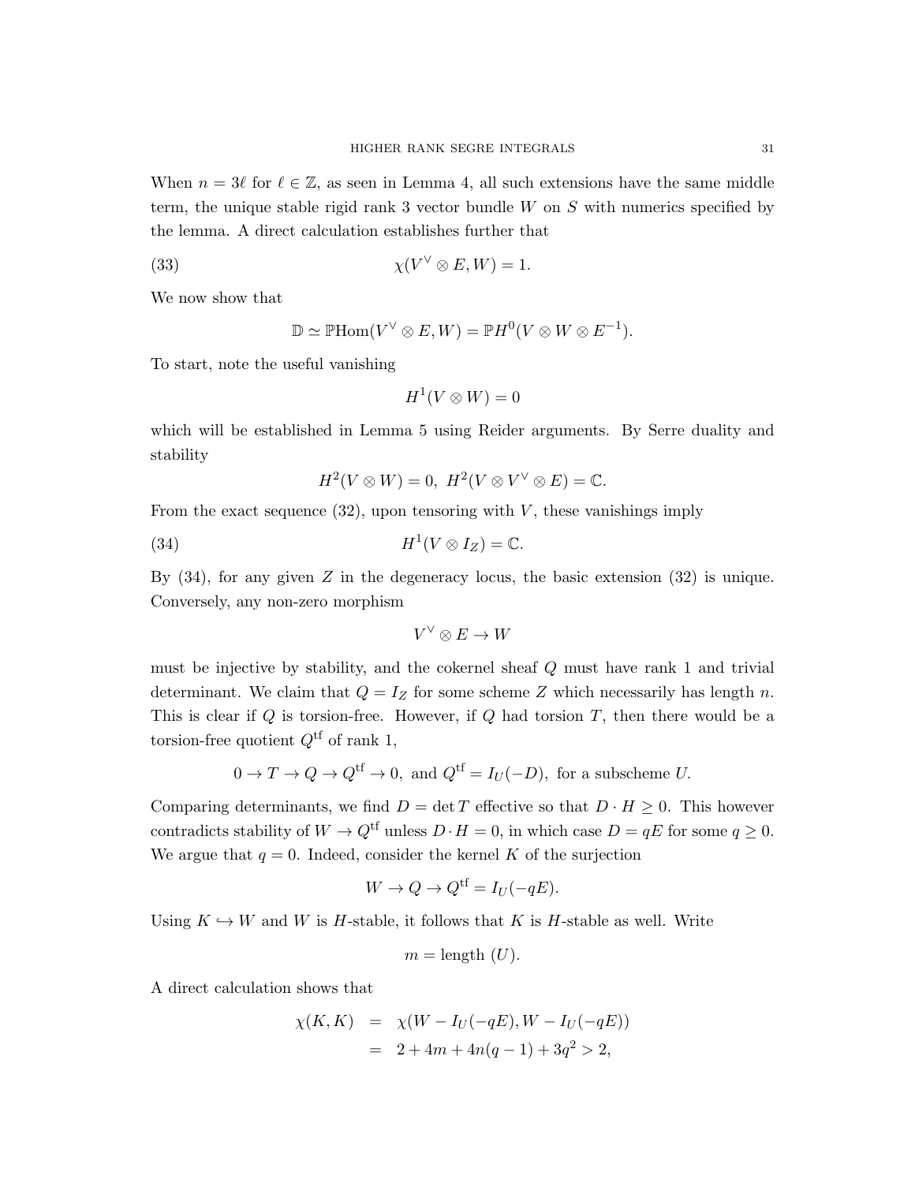When $n = 3\ell$ for $\ell \in \mathbb{Z}$, as seen in Lemma 4, all such extensions have the same middle term, the unique stable rigid rank 3 vector bundle $W$ on $S$ with numerics specified by the lemma. A direct calculation establishes further that

$$\chi(V^\vee \otimes E, W) = 1. \tag{33}$$

We now show that

$$\mathbb{D} \simeq \mathbb{P}\mathrm{Hom}(V^\vee \otimes E, W) = \mathbb{P}H^0(V \otimes W \otimes E^{-1}).$$

To start, note the useful vanishing

$$H^1(V \otimes W) = 0$$

which will be established in Lemma 5 using Reider arguments. By Serre duality and stability

$$H^2(V \otimes W) = 0, \ H^2(V \otimes V^\vee \otimes E) = \mathbb{C}.$$

From the exact sequence (32), upon tensoring with $V$, these vanishings imply

$$H^1(V \otimes I_Z) = \mathbb{C}. \tag{34}$$

By (34), for any given $Z$ in the degeneracy locus, the basic extension (32) is unique. Conversely, any non-zero morphism

$$V^\vee \otimes E \to W$$

must be injective by stability, and the cokernel sheaf $Q$ must have rank 1 and trivial determinant. We claim that $Q = I_Z$ for some scheme $Z$ which necessarily has length $n$. This is clear if $Q$ is torsion-free. However, if $Q$ had torsion $T$, then there would be a torsion-free quotient $Q^{\mathrm{tf}}$ of rank 1,

$$0 \to T \to Q \to Q^{\mathrm{tf}} \to 0, \text{ and } Q^{\mathrm{tf}} = I_U(-D), \text{ for a subscheme } U.$$

Comparing determinants, we find $D = \det T$ effective so that $D \cdot H \geq 0$. This however contradicts stability of $W \to Q^{\mathrm{tf}}$ unless $D \cdot H = 0$, in which case $D = qE$ for some $q \geq 0$. We argue that $q = 0$. Indeed, consider the kernel $K$ of the surjection

$$W \to Q \to Q^{\mathrm{tf}} = I_U(-qE).$$

Using $K \hookrightarrow W$ and $W$ is $H$-stable, it follows that $K$ is $H$-stable as well. Write

$$m = \text{length } (U).$$

A direct calculation shows that

$$\begin{aligned}
\chi(K, K) &= \chi(W - I_U(-qE), W - I_U(-qE)) \\
&= 2 + 4m + 4n(q-1) + 3q^2 > 2,
\end{aligned}$$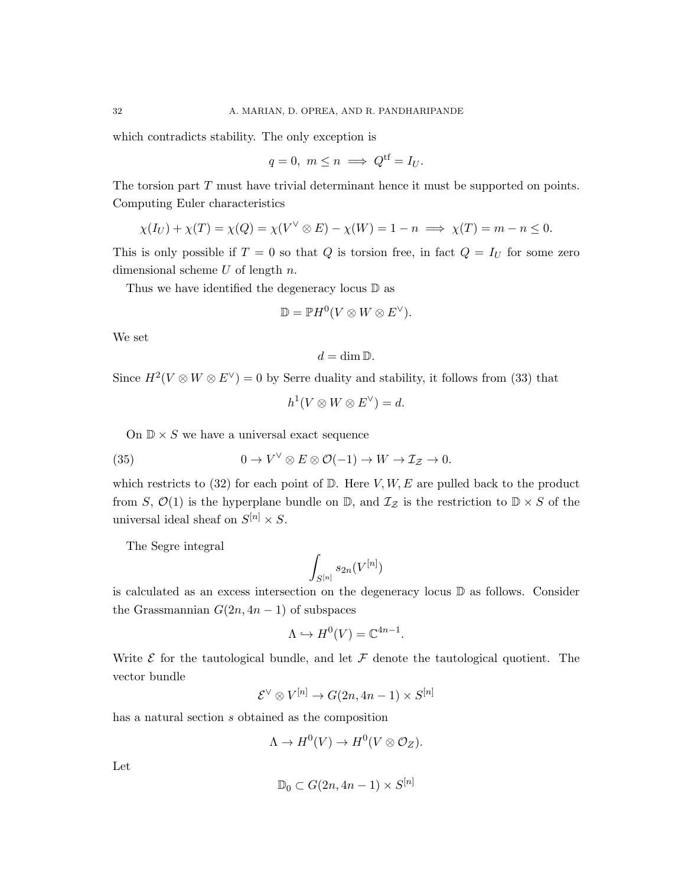which contradicts stability. The only exception is

$$q = 0,\ m \leq n \implies Q^{\mathrm{tf}} = I_U.$$

The torsion part $T$ must have trivial determinant hence it must be supported on points. Computing Euler characteristics

$$\chi(I_U) + \chi(T) = \chi(Q) = \chi(V^\vee \otimes E) - \chi(W) = 1 - n \implies \chi(T) = m - n \leq 0.$$

This is only possible if $T = 0$ so that $Q$ is torsion free, in fact $Q = I_U$ for some zero dimensional scheme $U$ of length $n$.

Thus we have identified the degeneracy locus $\mathbb{D}$ as

$$\mathbb{D} = \mathbb{P}H^0(V \otimes W \otimes E^\vee).$$

We set

$$d = \dim \mathbb{D}.$$

Since $H^2(V \otimes W \otimes E^\vee) = 0$ by Serre duality and stability, it follows from (33) that

$$h^1(V \otimes W \otimes E^\vee) = d.$$

On $\mathbb{D} \times S$ we have a universal exact sequence

$$0 \to V^\vee \otimes E \otimes \mathcal{O}(-1) \to W \to \mathcal{I}_{\mathcal{Z}} \to 0. \tag{35}$$

which restricts to (32) for each point of $\mathbb{D}$. Here $V, W, E$ are pulled back to the product from $S$, $\mathcal{O}(1)$ is the hyperplane bundle on $\mathbb{D}$, and $\mathcal{I}_{\mathcal{Z}}$ is the restriction to $\mathbb{D} \times S$ of the universal ideal sheaf on $S^{[n]} \times S$.

The Segre integral

$$\int_{S^{[n]}} s_{2n}(V^{[n]})$$

is calculated as an excess intersection on the degeneracy locus $\mathbb{D}$ as follows. Consider the Grassmannian $G(2n, 4n-1)$ of subspaces

$$\Lambda \hookrightarrow H^0(V) = \mathbb{C}^{4n-1}.$$

Write $\mathcal{E}$ for the tautological bundle, and let $\mathcal{F}$ denote the tautological quotient. The vector bundle

$$\mathcal{E}^\vee \otimes V^{[n]} \to G(2n, 4n-1) \times S^{[n]}$$

has a natural section $s$ obtained as the composition

$$\Lambda \to H^0(V) \to H^0(V \otimes \mathcal{O}_Z).$$

Let

$$\mathbb{D}_0 \subset G(2n, 4n-1) \times S^{[n]}$$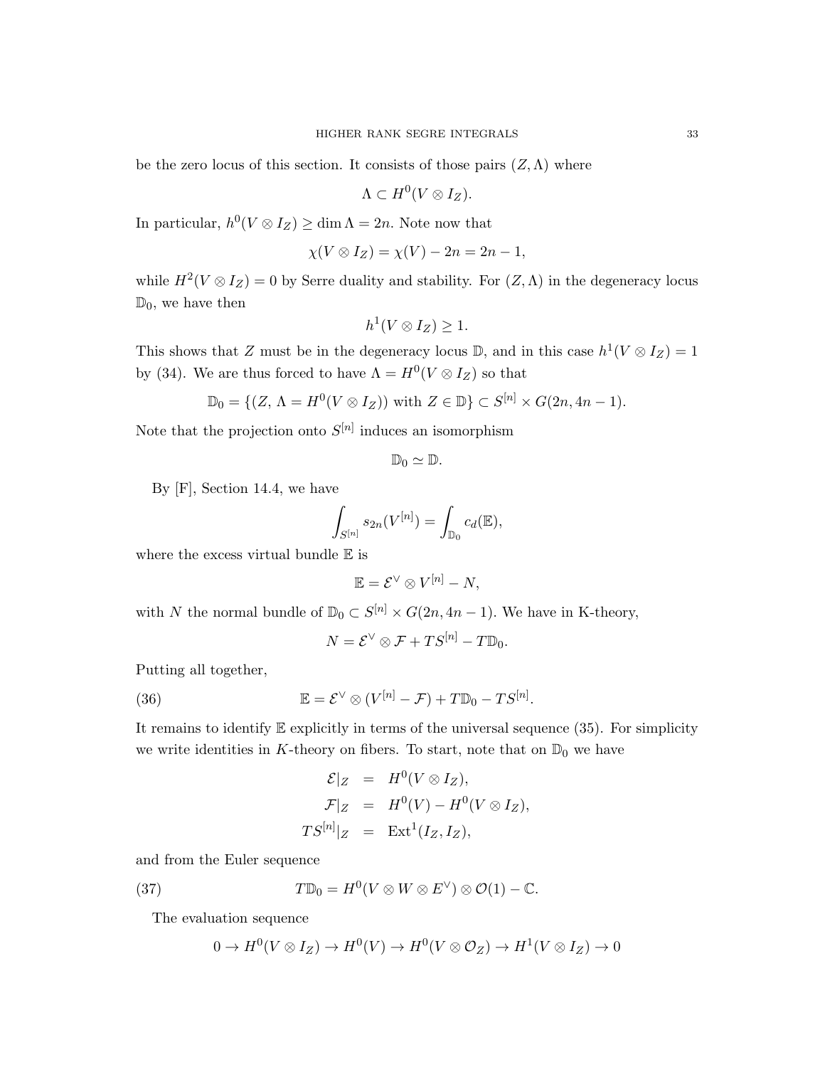be the zero locus of this section. It consists of those pairs $(Z, \Lambda)$ where

$$\Lambda \subset H^0(V \otimes I_Z).$$

In particular, $h^0(V \otimes I_Z) \geq \dim \Lambda = 2n$. Note now that

$$\chi(V \otimes I_Z) = \chi(V) - 2n = 2n - 1,$$

while $H^2(V \otimes I_Z) = 0$ by Serre duality and stability. For $(Z, \Lambda)$ in the degeneracy locus $\mathbb{D}_0$, we have then

$$h^1(V \otimes I_Z) \geq 1.$$

This shows that $Z$ must be in the degeneracy locus $\mathbb{D}$, and in this case $h^1(V \otimes I_Z) = 1$ by (34). We are thus forced to have $\Lambda = H^0(V \otimes I_Z)$ so that

$$\mathbb{D}_0 = \{(Z, \Lambda = H^0(V \otimes I_Z)) \text{ with } Z \in \mathbb{D}\} \subset S^{[n]} \times G(2n, 4n-1).$$

Note that the projection onto $S^{[n]}$ induces an isomorphism

$$\mathbb{D}_0 \simeq \mathbb{D}.$$

By [F], Section 14.4, we have

$$\int_{S^{[n]}} s_{2n}(V^{[n]}) = \int_{\mathbb{D}_0} c_d(\mathbb{E}),$$

where the excess virtual bundle $\mathbb{E}$ is

$$\mathbb{E} = \mathcal{E}^\vee \otimes V^{[n]} - N,$$

with $N$ the normal bundle of $\mathbb{D}_0 \subset S^{[n]} \times G(2n, 4n-1)$. We have in K-theory,

$$N = \mathcal{E}^\vee \otimes \mathcal{F} + TS^{[n]} - T\mathbb{D}_0.$$

Putting all together,

$$\mathbb{E} = \mathcal{E}^\vee \otimes (V^{[n]} - \mathcal{F}) + T\mathbb{D}_0 - TS^{[n]}. \tag{36}$$

It remains to identify $\mathbb{E}$ explicitly in terms of the universal sequence (35). For simplicity we write identities in $K$-theory on fibers. To start, note that on $\mathbb{D}_0$ we have

$$\begin{aligned}
\mathcal{E}|_Z &= H^0(V \otimes I_Z), \\
\mathcal{F}|_Z &= H^0(V) - H^0(V \otimes I_Z), \\
TS^{[n]}|_Z &= \operatorname{Ext}^1(I_Z, I_Z),
\end{aligned}$$

and from the Euler sequence

$$T\mathbb{D}_0 = H^0(V \otimes W \otimes E^\vee) \otimes \mathcal{O}(1) - \mathbb{C}. \tag{37}$$

The evaluation sequence

$$0 \to H^0(V \otimes I_Z) \to H^0(V) \to H^0(V \otimes \mathcal{O}_Z) \to H^1(V \otimes I_Z) \to 0$$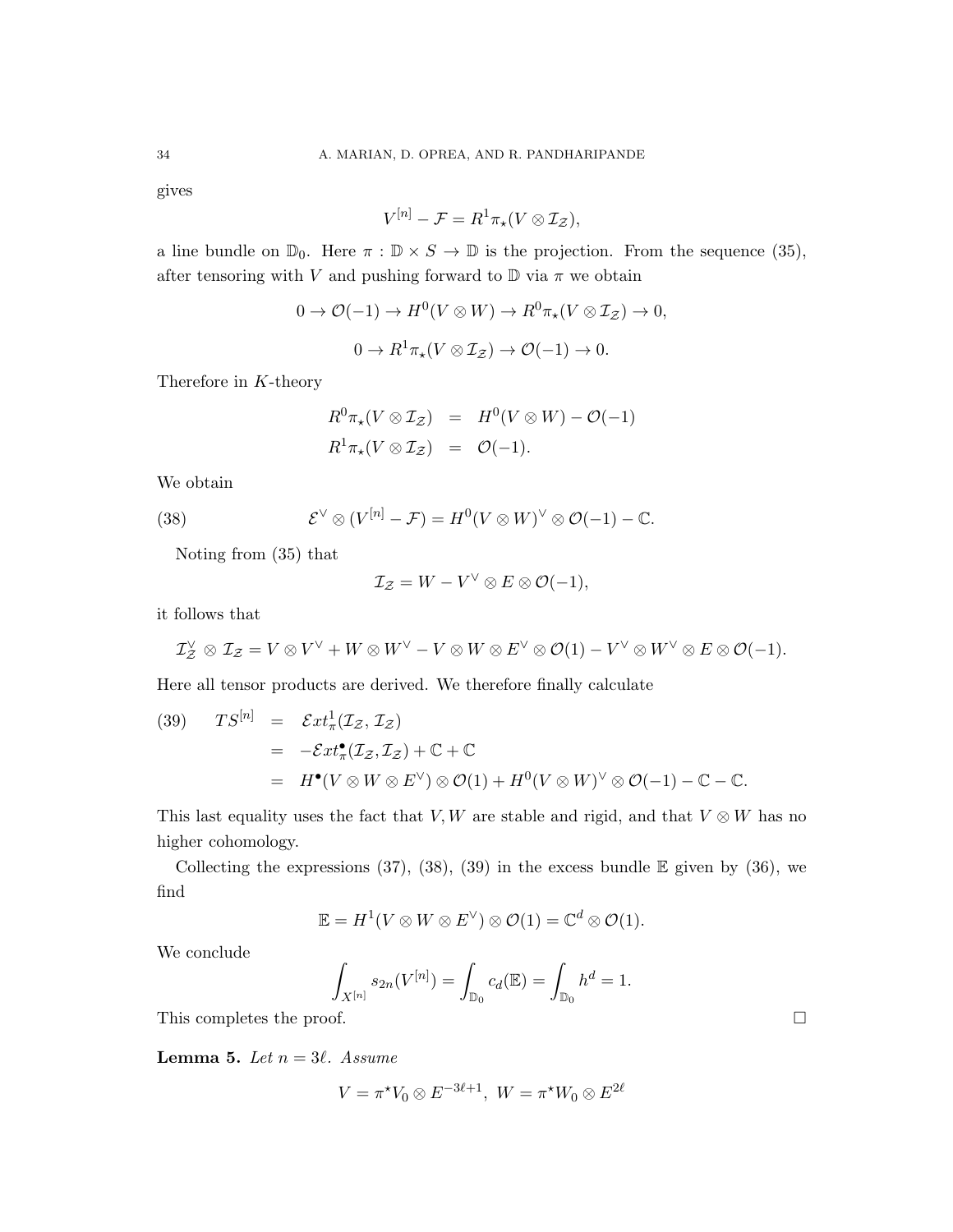gives

$$V^{[n]} - \mathcal{F} = R^1\pi_\star(V \otimes \mathcal{I}_{\mathcal{Z}}),$$

a line bundle on $\mathbb{D}_0$. Here $\pi : \mathbb{D} \times S \to \mathbb{D}$ is the projection. From the sequence (35), after tensoring with $V$ and pushing forward to $\mathbb{D}$ via $\pi$ we obtain

$$0 \to \mathcal{O}(-1) \to H^0(V \otimes W) \to R^0\pi_\star(V \otimes \mathcal{I}_{\mathcal{Z}}) \to 0,$$

$$0 \to R^1\pi_\star(V \otimes \mathcal{I}_{\mathcal{Z}}) \to \mathcal{O}(-1) \to 0.$$

Therefore in $K$-theory

$$\begin{aligned} R^0\pi_\star(V \otimes \mathcal{I}_{\mathcal{Z}}) &= H^0(V \otimes W) - \mathcal{O}(-1) \\ R^1\pi_\star(V \otimes \mathcal{I}_{\mathcal{Z}}) &= \mathcal{O}(-1). \end{aligned}$$

We obtain

$$\mathcal{E}^\vee \otimes (V^{[n]} - \mathcal{F}) = H^0(V \otimes W)^\vee \otimes \mathcal{O}(-1) - \mathbb{C}. \tag{38}$$

Noting from (35) that

$$\mathcal{I}_{\mathcal{Z}} = W - V^\vee \otimes E \otimes \mathcal{O}(-1),$$

it follows that

$$\mathcal{I}_{\mathcal{Z}}^\vee \otimes \mathcal{I}_{\mathcal{Z}} = V \otimes V^\vee + W \otimes W^\vee - V \otimes W \otimes E^\vee \otimes \mathcal{O}(1) - V^\vee \otimes W^\vee \otimes E \otimes \mathcal{O}(-1).$$

Here all tensor products are derived. We therefore finally calculate

$$\begin{aligned} TS^{[n]} &= \mathcal{E}xt^1_\pi(\mathcal{I}_{\mathcal{Z}}, \mathcal{I}_{\mathcal{Z}}) \\ &= -\mathcal{E}xt^\bullet_\pi(\mathcal{I}_{\mathcal{Z}}, \mathcal{I}_{\mathcal{Z}}) + \mathbb{C} + \mathbb{C} \\ &= H^\bullet(V \otimes W \otimes E^\vee) \otimes \mathcal{O}(1) + H^0(V \otimes W)^\vee \otimes \mathcal{O}(-1) - \mathbb{C} - \mathbb{C}. \end{aligned} \tag{39}$$

This last equality uses the fact that $V, W$ are stable and rigid, and that $V \otimes W$ has no higher cohomology.

Collecting the expressions (37), (38), (39) in the excess bundle $\mathbb{E}$ given by (36), we find

$$\mathbb{E} = H^1(V \otimes W \otimes E^\vee) \otimes \mathcal{O}(1) = \mathbb{C}^d \otimes \mathcal{O}(1).$$

We conclude

$$\int_{X^{[n]}} s_{2n}(V^{[n]}) = \int_{\mathbb{D}_0} c_d(\mathbb{E}) = \int_{\mathbb{D}_0} h^d = 1.$$

This completes the proof. $\square$

**Lemma 5.** *Let $n = 3\ell$. Assume*

$$V = \pi^\star V_0 \otimes E^{-3\ell+1},\ W = \pi^\star W_0 \otimes E^{2\ell}$$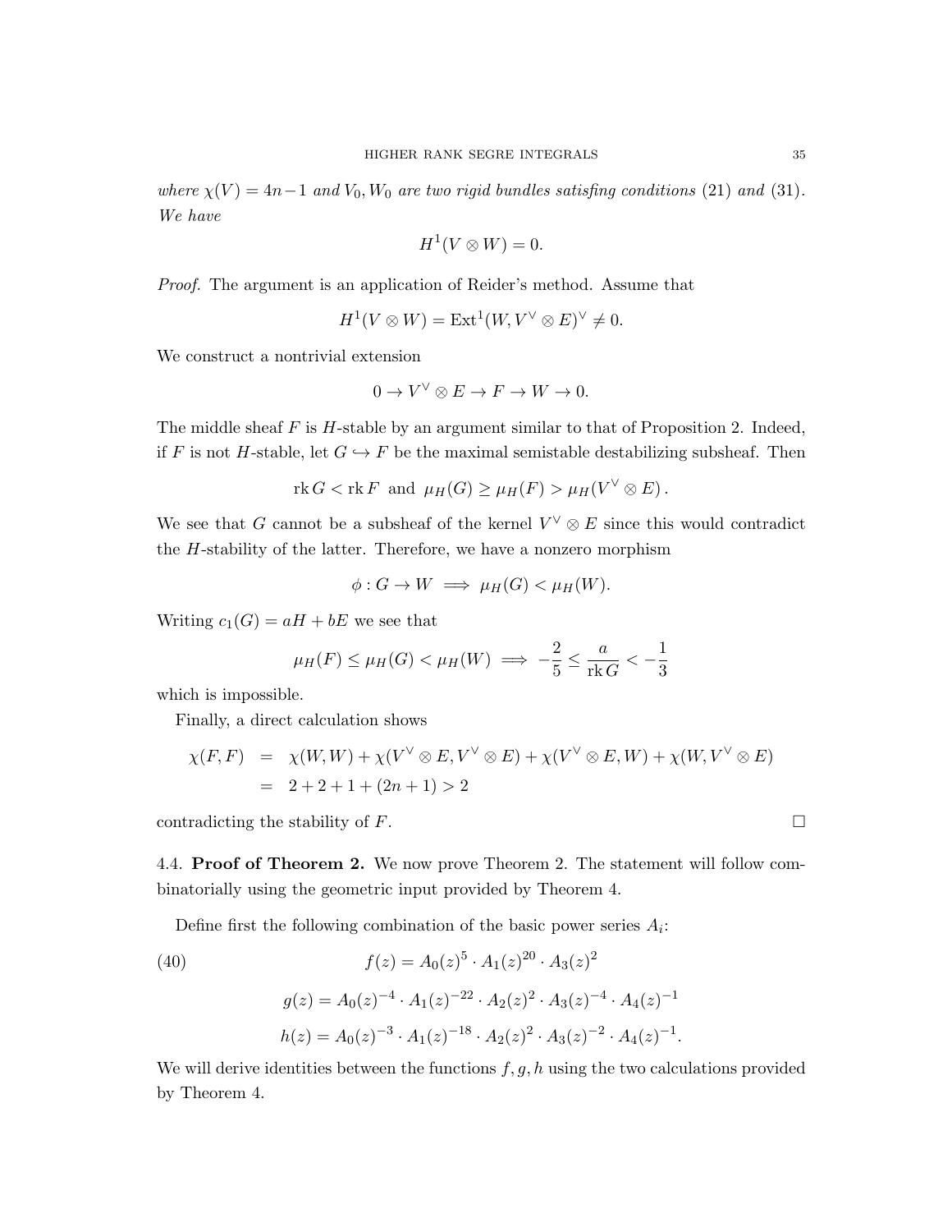*where $\chi(V) = 4n-1$ and $V_0, W_0$ are two rigid bundles satisfing conditions (21) and (31). We have*

$$H^1(V \otimes W) = 0.$$

*Proof.* The argument is an application of Reider's method. Assume that

$$H^1(V \otimes W) = \mathrm{Ext}^1(W, V^\vee \otimes E)^\vee \neq 0.$$

We construct a nontrivial extension

$$0 \to V^\vee \otimes E \to F \to W \to 0.$$

The middle sheaf $F$ is $H$-stable by an argument similar to that of Proposition 2. Indeed, if $F$ is not $H$-stable, let $G \hookrightarrow F$ be the maximal semistable destabilizing subsheaf. Then

$$\operatorname{rk} G < \operatorname{rk} F \text{ and } \mu_H(G) \geq \mu_H(F) > \mu_H(V^\vee \otimes E)\,.$$

We see that $G$ cannot be a subsheaf of the kernel $V^\vee \otimes E$ since this would contradict the $H$-stability of the latter. Therefore, we have a nonzero morphism

$$\phi : G \to W \implies \mu_H(G) < \mu_H(W).$$

Writing $c_1(G) = aH + bE$ we see that

$$\mu_H(F) \leq \mu_H(G) < \mu_H(W) \implies -\frac{2}{5} \leq \frac{a}{\operatorname{rk} G} < -\frac{1}{3}$$

which is impossible.

Finally, a direct calculation shows

$$\begin{aligned}
\chi(F,F) &= \chi(W,W) + \chi(V^\vee \otimes E, V^\vee \otimes E) + \chi(V^\vee \otimes E, W) + \chi(W, V^\vee \otimes E) \\
&= 2 + 2 + 1 + (2n+1) > 2
\end{aligned}$$

contradicting the stability of $F$. □

4.4. **Proof of Theorem 2.** We now prove Theorem 2. The statement will follow combinatorially using the geometric input provided by Theorem 4.

Define first the following combination of the basic power series $A_i$:

$$f(z) = A_0(z)^5 \cdot A_1(z)^{20} \cdot A_3(z)^2 \tag{40}$$

$$g(z) = A_0(z)^{-4} \cdot A_1(z)^{-22} \cdot A_2(z)^2 \cdot A_3(z)^{-4} \cdot A_4(z)^{-1}$$

$$h(z) = A_0(z)^{-3} \cdot A_1(z)^{-18} \cdot A_2(z)^2 \cdot A_3(z)^{-2} \cdot A_4(z)^{-1}.$$

We will derive identities between the functions $f, g, h$ using the two calculations provided by Theorem 4.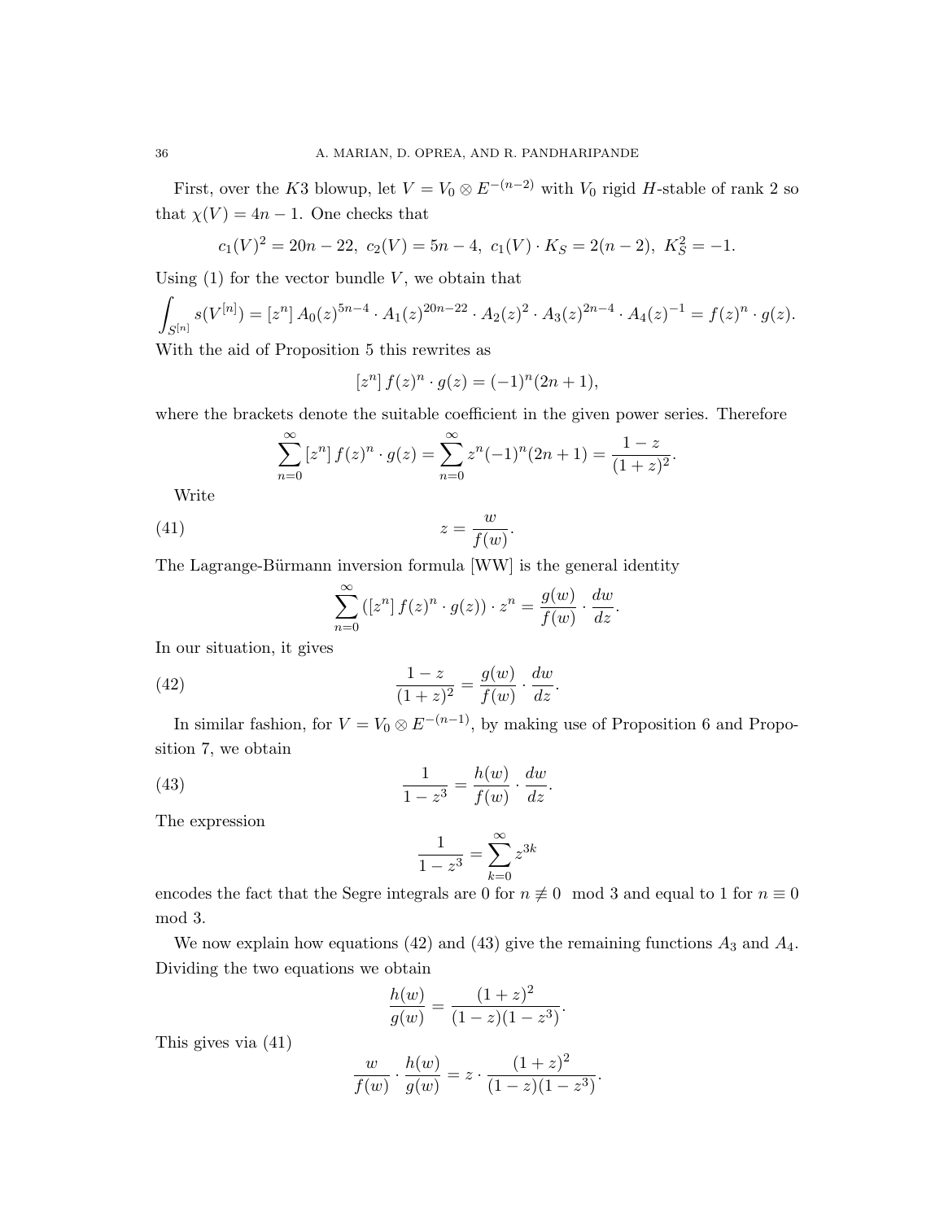First, over the $K3$ blowup, let $V = V_0 \otimes E^{-(n-2)}$ with $V_0$ rigid $H$-stable of rank 2 so that $\chi(V) = 4n - 1$. One checks that

$$c_1(V)^2 = 20n - 22, \; c_2(V) = 5n - 4, \; c_1(V) \cdot K_S = 2(n-2), \; K_S^2 = -1.$$

Using (1) for the vector bundle $V$, we obtain that

$$\int_{S^{[n]}} s(V^{[n]}) = [z^n] \, A_0(z)^{5n-4} \cdot A_1(z)^{20n-22} \cdot A_2(z)^2 \cdot A_3(z)^{2n-4} \cdot A_4(z)^{-1} = f(z)^n \cdot g(z).$$

With the aid of Proposition 5 this rewrites as

$$[z^n] \, f(z)^n \cdot g(z) = (-1)^n (2n+1),$$

where the brackets denote the suitable coefficient in the given power series. Therefore

$$\sum_{n=0}^{\infty} [z^n] \, f(z)^n \cdot g(z) = \sum_{n=0}^{\infty} z^n (-1)^n (2n+1) = \frac{1-z}{(1+z)^2}.$$

Write

$$z = \frac{w}{f(w)}. \tag{41}$$

The Lagrange-Bürmann inversion formula [WW] is the general identity

$$\sum_{n=0}^{\infty} \left( [z^n] \, f(z)^n \cdot g(z) \right) \cdot z^n = \frac{g(w)}{f(w)} \cdot \frac{dw}{dz}.$$

In our situation, it gives

$$\frac{1-z}{(1+z)^2} = \frac{g(w)}{f(w)} \cdot \frac{dw}{dz}. \tag{42}$$

In similar fashion, for $V = V_0 \otimes E^{-(n-1)}$, by making use of Proposition 6 and Proposition 7, we obtain

$$\frac{1}{1-z^3} = \frac{h(w)}{f(w)} \cdot \frac{dw}{dz}. \tag{43}$$

The expression

$$\frac{1}{1-z^3} = \sum_{k=0}^{\infty} z^{3k}$$

encodes the fact that the Segre integrals are 0 for $n \not\equiv 0 \mod 3$ and equal to 1 for $n \equiv 0 \mod 3$.

We now explain how equations (42) and (43) give the remaining functions $A_3$ and $A_4$. Dividing the two equations we obtain

$$\frac{h(w)}{g(w)} = \frac{(1+z)^2}{(1-z)(1-z^3)}.$$

This gives via (41)

$$\frac{w}{f(w)} \cdot \frac{h(w)}{g(w)} = z \cdot \frac{(1+z)^2}{(1-z)(1-z^3)}.$$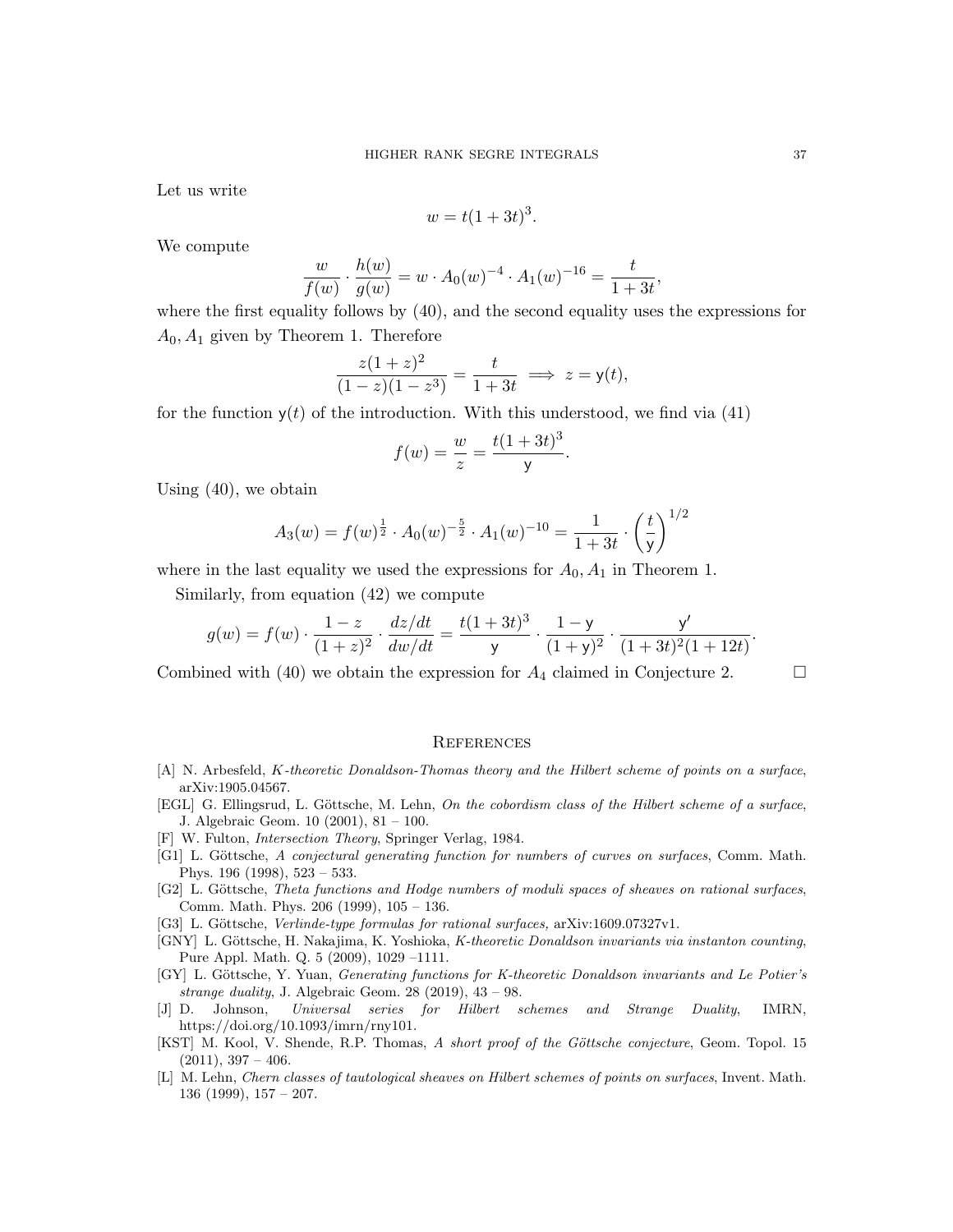Let us write

$$w = t(1+3t)^3.$$

We compute

$$\frac{w}{f(w)} \cdot \frac{h(w)}{g(w)} = w \cdot A_0(w)^{-4} \cdot A_1(w)^{-16} = \frac{t}{1+3t},$$

where the first equality follows by (40), and the second equality uses the expressions for $A_0, A_1$ given by Theorem 1. Therefore

$$\frac{z(1+z)^2}{(1-z)(1-z^3)} = \frac{t}{1+3t} \implies z = \mathsf{y}(t),$$

for the function $\mathsf{y}(t)$ of the introduction. With this understood, we find via (41)

$$f(w) = \frac{w}{z} = \frac{t(1+3t)^3}{\mathsf{y}}.$$

Using (40), we obtain

$$A_3(w) = f(w)^{\frac{1}{2}} \cdot A_0(w)^{-\frac{5}{2}} \cdot A_1(w)^{-10} = \frac{1}{1+3t} \cdot \left(\frac{t}{\mathsf{y}}\right)^{1/2}$$

where in the last equality we used the expressions for $A_0, A_1$ in Theorem 1.

Similarly, from equation (42) we compute

$$g(w) = f(w) \cdot \frac{1-z}{(1+z)^2} \cdot \frac{dz/dt}{dw/dt} = \frac{t(1+3t)^3}{\mathsf{y}} \cdot \frac{1-\mathsf{y}}{(1+\mathsf{y})^2} \cdot \frac{\mathsf{y}'}{(1+3t)^2(1+12t)}.$$

Combined with (40) we obtain the expression for $A_4$ claimed in Conjecture 2. $\square$

## References

[A] N. Arbesfeld, *K-theoretic Donaldson-Thomas theory and the Hilbert scheme of points on a surface*, arXiv:1905.04567.

[EGL] G. Ellingsrud, L. Göttsche, M. Lehn, *On the cobordism class of the Hilbert scheme of a surface*, J. Algebraic Geom. 10 (2001), 81 – 100.

[F] W. Fulton, *Intersection Theory*, Springer Verlag, 1984.

[G1] L. Göttsche, *A conjectural generating function for numbers of curves on surfaces*, Comm. Math. Phys. 196 (1998), 523 – 533.

[G2] L. Göttsche, *Theta functions and Hodge numbers of moduli spaces of sheaves on rational surfaces*, Comm. Math. Phys. 206 (1999), 105 – 136.

[G3] L. Göttsche, *Verlinde-type formulas for rational surfaces,* arXiv:1609.07327v1.

[GNY] L. Göttsche, H. Nakajima, K. Yoshioka, *K-theoretic Donaldson invariants via instanton counting*, Pure Appl. Math. Q. 5 (2009), 1029 –1111.

[GY] L. Göttsche, Y. Yuan, *Generating functions for K-theoretic Donaldson invariants and Le Potier's strange duality*, J. Algebraic Geom. 28 (2019), 43 – 98.

[J] D. Johnson, *Universal series for Hilbert schemes and Strange Duality*, IMRN, https://doi.org/10.1093/imrn/rny101.

[KST] M. Kool, V. Shende, R.P. Thomas, *A short proof of the Göttsche conjecture*, Geom. Topol. 15 (2011), 397 – 406.

[L] M. Lehn, *Chern classes of tautological sheaves on Hilbert schemes of points on surfaces*, Invent. Math. 136 (1999), 157 – 207.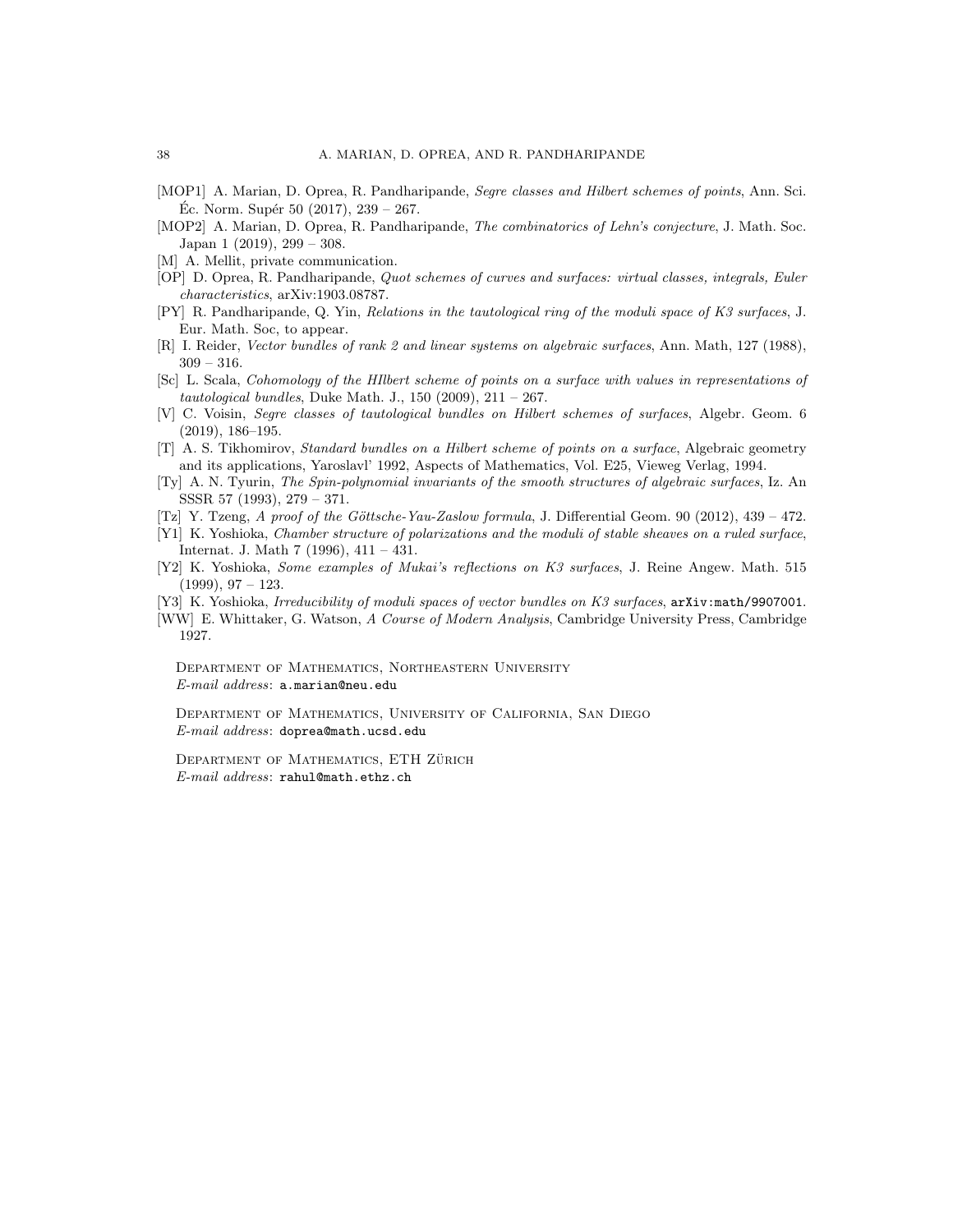[MOP1] A. Marian, D. Oprea, R. Pandharipande, *Segre classes and Hilbert schemes of points*, Ann. Sci. Éc. Norm. Supér 50 (2017), 239 – 267.

[MOP2] A. Marian, D. Oprea, R. Pandharipande, *The combinatorics of Lehn's conjecture*, J. Math. Soc. Japan 1 (2019), 299 – 308.

[M] A. Mellit, private communication.

[OP] D. Oprea, R. Pandharipande, *Quot schemes of curves and surfaces: virtual classes, integrals, Euler characteristics*, arXiv:1903.08787.

[PY] R. Pandharipande, Q. Yin, *Relations in the tautological ring of the moduli space of K3 surfaces*, J. Eur. Math. Soc, to appear.

[R] I. Reider, *Vector bundles of rank 2 and linear systems on algebraic surfaces*, Ann. Math, 127 (1988), 309 – 316.

[Sc] L. Scala, *Cohomology of the HIlbert scheme of points on a surface with values in representations of tautological bundles*, Duke Math. J., 150 (2009), 211 – 267.

[V] C. Voisin, *Segre classes of tautological bundles on Hilbert schemes of surfaces*, Algebr. Geom. 6 (2019), 186–195.

[T] A. S. Tikhomirov, *Standard bundles on a Hilbert scheme of points on a surface*, Algebraic geometry and its applications, Yaroslavl' 1992, Aspects of Mathematics, Vol. E25, Vieweg Verlag, 1994.

[Ty] A. N. Tyurin, *The Spin-polynomial invariants of the smooth structures of algebraic surfaces*, Iz. An SSSR 57 (1993), 279 – 371.

[Tz] Y. Tzeng, *A proof of the Göttsche-Yau-Zaslow formula*, J. Differential Geom. 90 (2012), 439 – 472.

[Y1] K. Yoshioka, *Chamber structure of polarizations and the moduli of stable sheaves on a ruled surface*, Internat. J. Math 7 (1996), 411 – 431.

[Y2] K. Yoshioka, *Some examples of Mukai's reflections on K3 surfaces*, J. Reine Angew. Math. 515 (1999), 97 – 123.

[Y3] K. Yoshioka, *Irreducibility of moduli spaces of vector bundles on K3 surfaces*, `arXiv:math/9907001`.

[WW] E. Whittaker, G. Watson, *A Course of Modern Analysis*, Cambridge University Press, Cambridge 1927.

Department of Mathematics, Northeastern University
*E-mail address*: `a.marian@neu.edu`

Department of Mathematics, University of California, San Diego
*E-mail address*: `doprea@math.ucsd.edu`

Department of Mathematics, ETH Zürich
*E-mail address*: `rahul@math.ethz.ch`